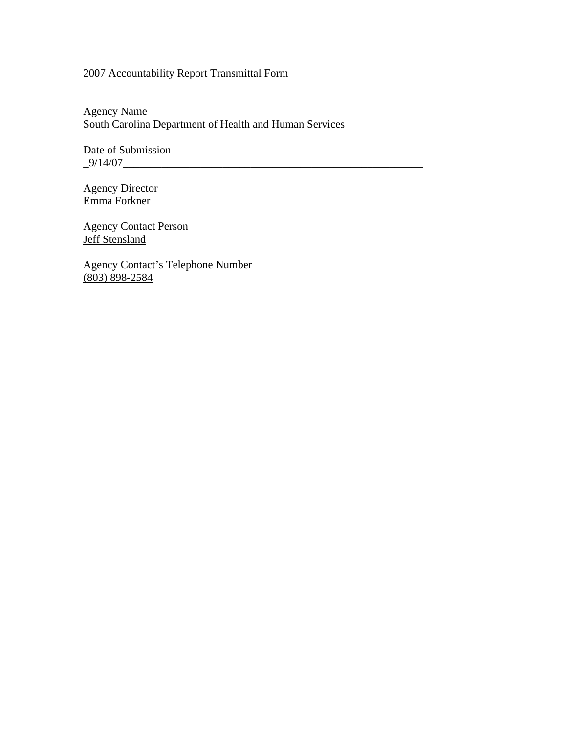2007 Accountability Report Transmittal Form

Agency Name
South Carolina Department of Health and Human Services

Date of Submission
9/14/07

Agency Director
Emma Forkner

Agency Contact Person
Jeff Stensland

Agency Contact's Telephone Number
(803) 898-2584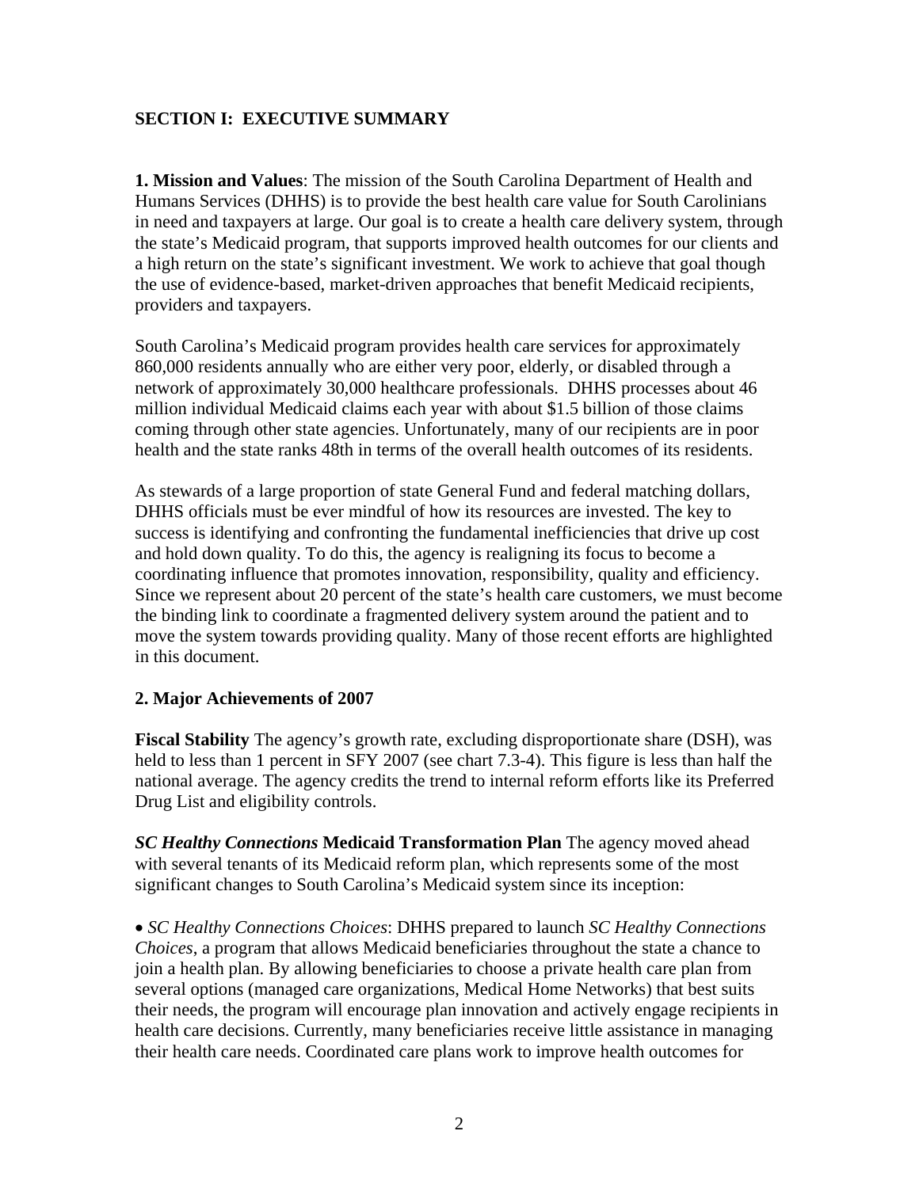## SECTION I: EXECUTIVE SUMMARY

**1. Mission and Values**: The mission of the South Carolina Department of Health and Humans Services (DHHS) is to provide the best health care value for South Carolinians in need and taxpayers at large. Our goal is to create a health care delivery system, through the state's Medicaid program, that supports improved health outcomes for our clients and a high return on the state's significant investment. We work to achieve that goal though the use of evidence-based, market-driven approaches that benefit Medicaid recipients, providers and taxpayers.

South Carolina's Medicaid program provides health care services for approximately 860,000 residents annually who are either very poor, elderly, or disabled through a network of approximately 30,000 healthcare professionals. DHHS processes about 46 million individual Medicaid claims each year with about $1.5 billion of those claims coming through other state agencies. Unfortunately, many of our recipients are in poor health and the state ranks 48th in terms of the overall health outcomes of its residents.

As stewards of a large proportion of state General Fund and federal matching dollars, DHHS officials must be ever mindful of how its resources are invested. The key to success is identifying and confronting the fundamental inefficiencies that drive up cost and hold down quality. To do this, the agency is realigning its focus to become a coordinating influence that promotes innovation, responsibility, quality and efficiency. Since we represent about 20 percent of the state's health care customers, we must become the binding link to coordinate a fragmented delivery system around the patient and to move the system towards providing quality. Many of those recent efforts are highlighted in this document.

**2. Major Achievements of 2007**

**Fiscal Stability** The agency's growth rate, excluding disproportionate share (DSH), was held to less than 1 percent in SFY 2007 (see chart 7.3-4). This figure is less than half the national average. The agency credits the trend to internal reform efforts like its Preferred Drug List and eligibility controls.

***SC Healthy Connections* Medicaid Transformation Plan** The agency moved ahead with several tenants of its Medicaid reform plan, which represents some of the most significant changes to South Carolina's Medicaid system since its inception:

- *SC Healthy Connections Choices*: DHHS prepared to launch *SC Healthy Connections Choices*, a program that allows Medicaid beneficiaries throughout the state a chance to join a health plan. By allowing beneficiaries to choose a private health care plan from several options (managed care organizations, Medical Home Networks) that best suits their needs, the program will encourage plan innovation and actively engage recipients in health care decisions. Currently, many beneficiaries receive little assistance in managing their health care needs. Coordinated care plans work to improve health outcomes for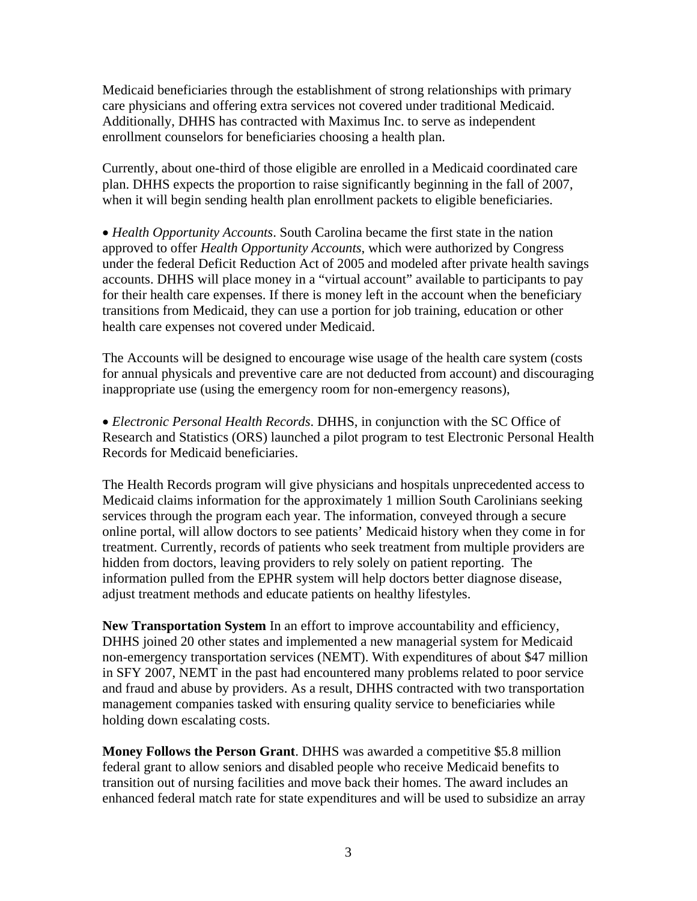Medicaid beneficiaries through the establishment of strong relationships with primary care physicians and offering extra services not covered under traditional Medicaid. Additionally, DHHS has contracted with Maximus Inc. to serve as independent enrollment counselors for beneficiaries choosing a health plan.

Currently, about one-third of those eligible are enrolled in a Medicaid coordinated care plan. DHHS expects the proportion to raise significantly beginning in the fall of 2007, when it will begin sending health plan enrollment packets to eligible beneficiaries.

- *Health Opportunity Accounts*. South Carolina became the first state in the nation approved to offer *Health Opportunity Accounts*, which were authorized by Congress under the federal Deficit Reduction Act of 2005 and modeled after private health savings accounts. DHHS will place money in a "virtual account" available to participants to pay for their health care expenses. If there is money left in the account when the beneficiary transitions from Medicaid, they can use a portion for job training, education or other health care expenses not covered under Medicaid.

The Accounts will be designed to encourage wise usage of the health care system (costs for annual physicals and preventive care are not deducted from account) and discouraging inappropriate use (using the emergency room for non-emergency reasons),

- *Electronic Personal Health Records*. DHHS, in conjunction with the SC Office of Research and Statistics (ORS) launched a pilot program to test Electronic Personal Health Records for Medicaid beneficiaries.

The Health Records program will give physicians and hospitals unprecedented access to Medicaid claims information for the approximately 1 million South Carolinians seeking services through the program each year. The information, conveyed through a secure online portal, will allow doctors to see patients' Medicaid history when they come in for treatment. Currently, records of patients who seek treatment from multiple providers are hidden from doctors, leaving providers to rely solely on patient reporting. The information pulled from the EPHR system will help doctors better diagnose disease, adjust treatment methods and educate patients on healthy lifestyles.

**New Transportation System** In an effort to improve accountability and efficiency, DHHS joined 20 other states and implemented a new managerial system for Medicaid non-emergency transportation services (NEMT). With expenditures of about $47 million in SFY 2007, NEMT in the past had encountered many problems related to poor service and fraud and abuse by providers. As a result, DHHS contracted with two transportation management companies tasked with ensuring quality service to beneficiaries while holding down escalating costs.

**Money Follows the Person Grant**. DHHS was awarded a competitive $5.8 million federal grant to allow seniors and disabled people who receive Medicaid benefits to transition out of nursing facilities and move back their homes. The award includes an enhanced federal match rate for state expenditures and will be used to subsidize an array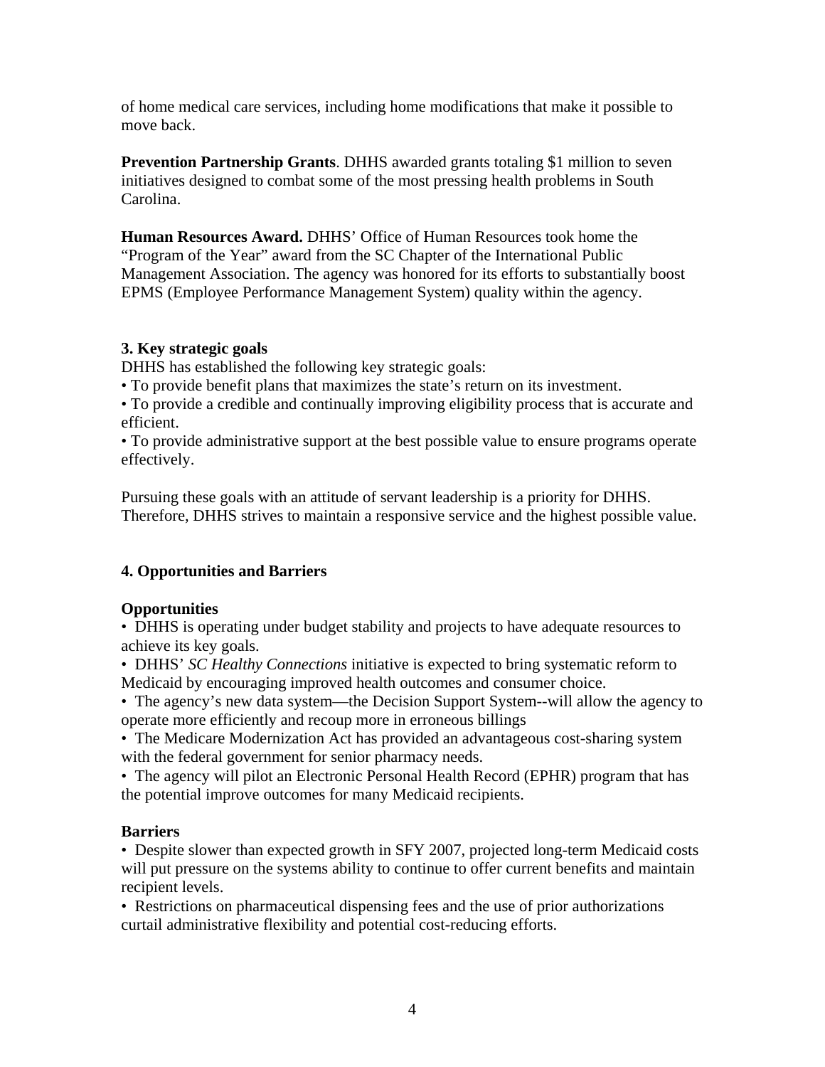of home medical care services, including home modifications that make it possible to move back.

**Prevention Partnership Grants**. DHHS awarded grants totaling $1 million to seven initiatives designed to combat some of the most pressing health problems in South Carolina.

**Human Resources Award.** DHHS' Office of Human Resources took home the "Program of the Year" award from the SC Chapter of the International Public Management Association. The agency was honored for its efforts to substantially boost EPMS (Employee Performance Management System) quality within the agency.

**3. Key strategic goals**

DHHS has established the following key strategic goals:

- To provide benefit plans that maximizes the state's return on its investment.
- To provide a credible and continually improving eligibility process that is accurate and efficient.
- To provide administrative support at the best possible value to ensure programs operate effectively.

Pursuing these goals with an attitude of servant leadership is a priority for DHHS. Therefore, DHHS strives to maintain a responsive service and the highest possible value.

**4. Opportunities and Barriers**

**Opportunities**

- DHHS is operating under budget stability and projects to have adequate resources to achieve its key goals.
- DHHS' *SC Healthy Connections* initiative is expected to bring systematic reform to Medicaid by encouraging improved health outcomes and consumer choice.
- The agency's new data system—the Decision Support System--will allow the agency to operate more efficiently and recoup more in erroneous billings
- The Medicare Modernization Act has provided an advantageous cost-sharing system with the federal government for senior pharmacy needs.
- The agency will pilot an Electronic Personal Health Record (EPHR) program that has the potential improve outcomes for many Medicaid recipients.

**Barriers**

- Despite slower than expected growth in SFY 2007, projected long-term Medicaid costs will put pressure on the systems ability to continue to offer current benefits and maintain recipient levels.
- Restrictions on pharmaceutical dispensing fees and the use of prior authorizations curtail administrative flexibility and potential cost-reducing efforts.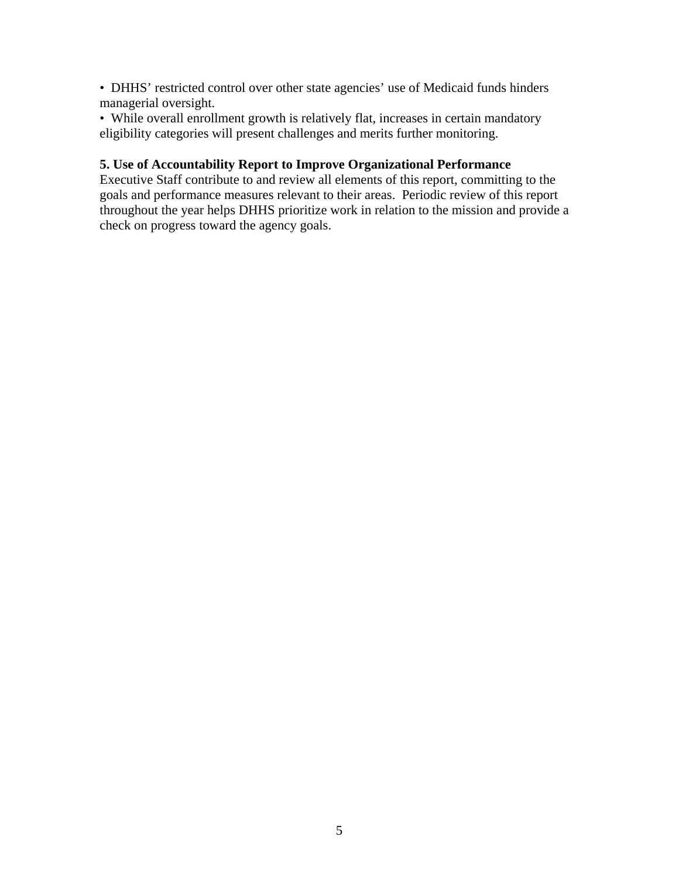- DHHS' restricted control over other state agencies' use of Medicaid funds hinders managerial oversight.
- While overall enrollment growth is relatively flat, increases in certain mandatory eligibility categories will present challenges and merits further monitoring.

**5. Use of Accountability Report to Improve Organizational Performance**

Executive Staff contribute to and review all elements of this report, committing to the goals and performance measures relevant to their areas. Periodic review of this report throughout the year helps DHHS prioritize work in relation to the mission and provide a check on progress toward the agency goals.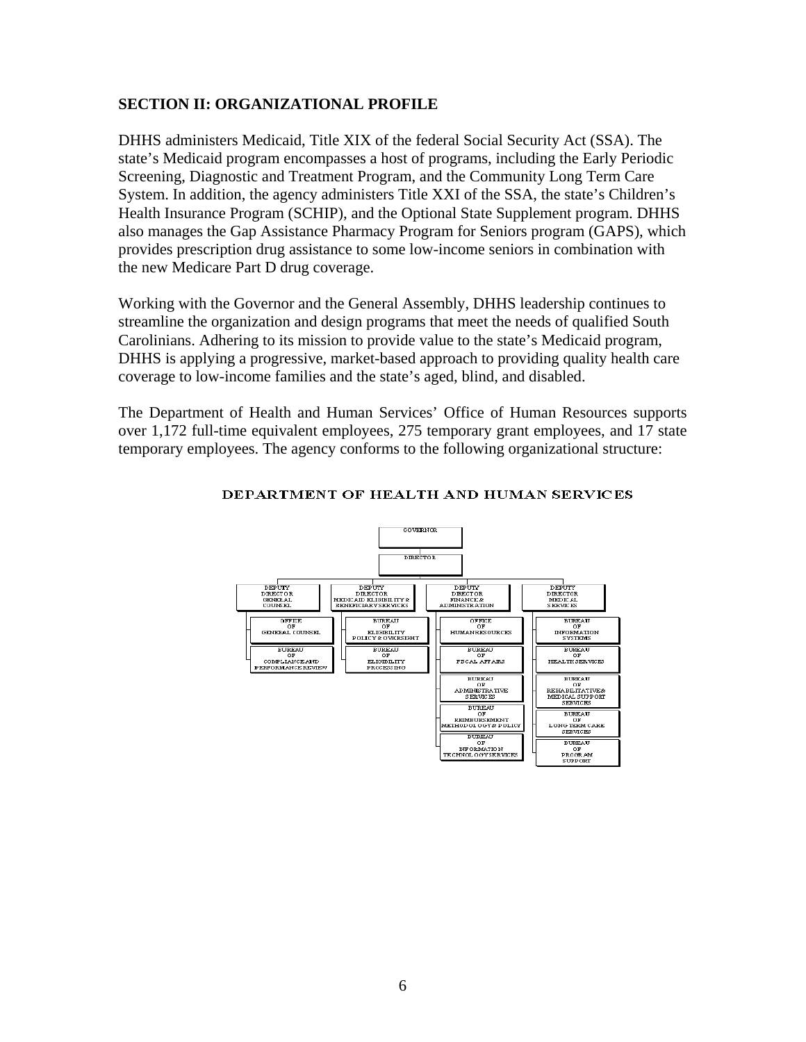## SECTION II: ORGANIZATIONAL PROFILE

DHHS administers Medicaid, Title XIX of the federal Social Security Act (SSA). The state's Medicaid program encompasses a host of programs, including the Early Periodic Screening, Diagnostic and Treatment Program, and the Community Long Term Care System. In addition, the agency administers Title XXI of the SSA, the state's Children's Health Insurance Program (SCHIP), and the Optional State Supplement program. DHHS also manages the Gap Assistance Pharmacy Program for Seniors program (GAPS), which provides prescription drug assistance to some low-income seniors in combination with the new Medicare Part D drug coverage.

Working with the Governor and the General Assembly, DHHS leadership continues to streamline the organization and design programs that meet the needs of qualified South Carolinians. Adhering to its mission to provide value to the state's Medicaid program, DHHS is applying a progressive, market-based approach to providing quality health care coverage to low-income families and the state's aged, blind, and disabled.

The Department of Health and Human Services' Office of Human Resources supports over 1,172 full-time equivalent employees, 275 temporary grant employees, and 17 state temporary employees. The agency conforms to the following organizational structure:

**DEPARTMENT OF HEALTH AND HUMAN SERVICES**

- GOVERNOR
  - DIRECTOR
    - DEPUTY DIRECTOR GENERAL COUNSEL
      - OFFICE OF GENERAL COUNSEL
      - BUREAU OF COMPLIANCE AND PERFORMANCE REVIEW
    - DEPUTY DIRECTOR MEDICAID ELIGIBILITY & BENEFICIARY SERVICES
      - BUREAU OF ELIGIBILITY POLICY & OVERSIGHT
      - BUREAU OF ELIGIBILITY PROCESSING
    - DEPUTY DIRECTOR FINANCE & ADMINISTRATION
      - OFFICE OF HUMAN RESOURCES
      - BUREAU OF FISCAL AFFAIRS
      - BUREAU OF ADMINISTRATIVE SERVICES
      - BUREAU OF REIMBURSEMENT METHODOLOGY & POLICY
      - BUREAU OF INFORMATION TECHNOLOGY SERVICES
    - DEPUTY DIRECTOR MEDICAL SERVICES
      - BUREAU OF INFORMATION SYSTEMS
      - BUREAU OF HEALTH SERVICES
      - BUREAU OF REHABILITATIVE & MEDICAL SUPPORT SERVICES
      - BUREAU OF LONG TERM CARE SERVICES
      - BUREAU OF PROGRAM SUPPORT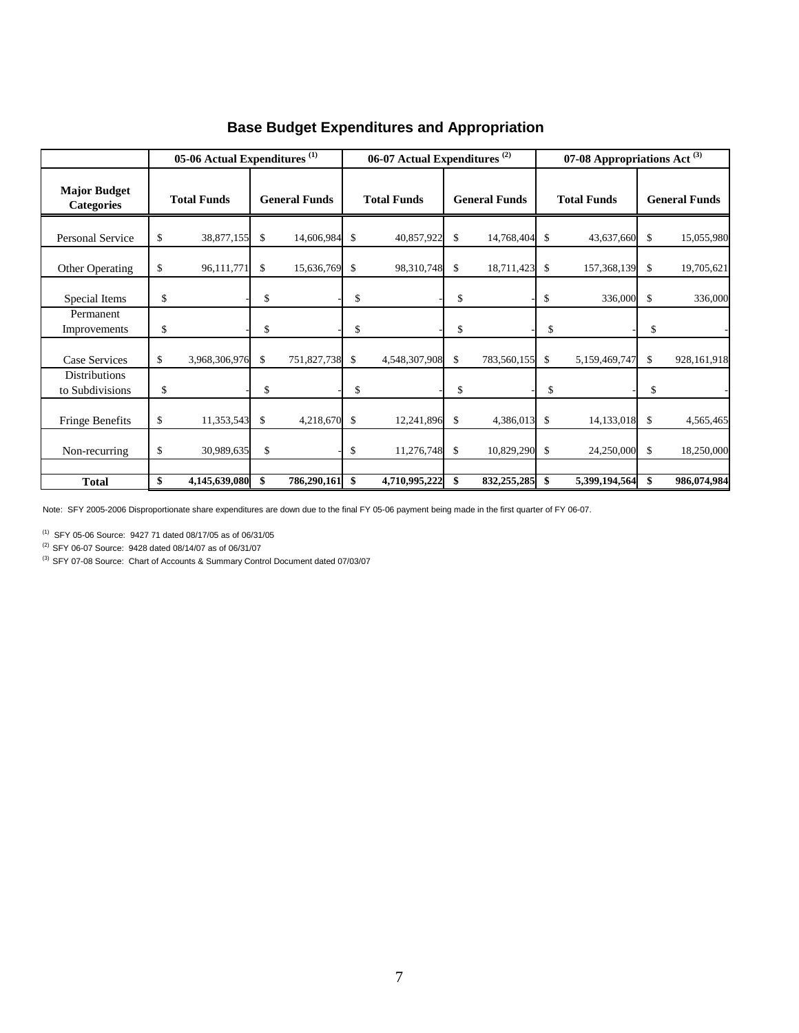## Base Budget Expenditures and Appropriation

| Major Budget Categories | 05-06 Actual Expenditures [1] | | 06-07 Actual Expenditures [2] | | 07-08 Appropriations Act [3] | |
|---|---|---|---|---|---|---|
| | Total Funds | General Funds | Total Funds | General Funds | Total Funds | General Funds |
| Personal Service | $ 38,877,155 | $ 14,606,984 | $ 40,857,922 | $ 14,768,404 | $ 43,637,660 | $ 15,055,980 |
| Other Operating | $ 96,111,771 | $ 15,636,769 | $ 98,310,748 | $ 18,711,423 | $ 157,368,139 | $ 19,705,621 |
| Special Items | $ - | $ - | $ - | $ - | $ 336,000 | $ 336,000 |
| Permanent Improvements | $ - | $ - | $ - | $ - | $ - | $ - |
| Case Services | $ 3,968,306,976 | $ 751,827,738 | $ 4,548,307,908 | $ 783,560,155 | $ 5,159,469,747 | $ 928,161,918 |
| Distributions to Subdivisions | $ - | $ - | $ - | $ - | $ - | $ - |
| Fringe Benefits | $ 11,353,543 | $ 4,218,670 | $ 12,241,896 | $ 4,386,013 | $ 14,133,018 | $ 4,565,465 |
| Non-recurring | $ 30,989,635 | $ - | $ 11,276,748 | $ 10,829,290 | $ 24,250,000 | $ 18,250,000 |
| **Total** | **$ 4,145,639,080** | **$ 786,290,161** | **$ 4,710,995,222** | **$ 832,255,285** | **$ 5,399,194,564** | **$ 986,074,984** |

Note: SFY 2005-2006 Disproportionate share expenditures are down due to the final FY 05-06 payment being made in the first quarter of FY 06-07.

[1] SFY 05-06 Source: 9427 71 dated 08/17/05 as of 06/31/05

[2] SFY 06-07 Source: 9428 dated 08/14/07 as of 06/31/07

[3] SFY 07-08 Source: Chart of Accounts & Summary Control Document dated 07/03/07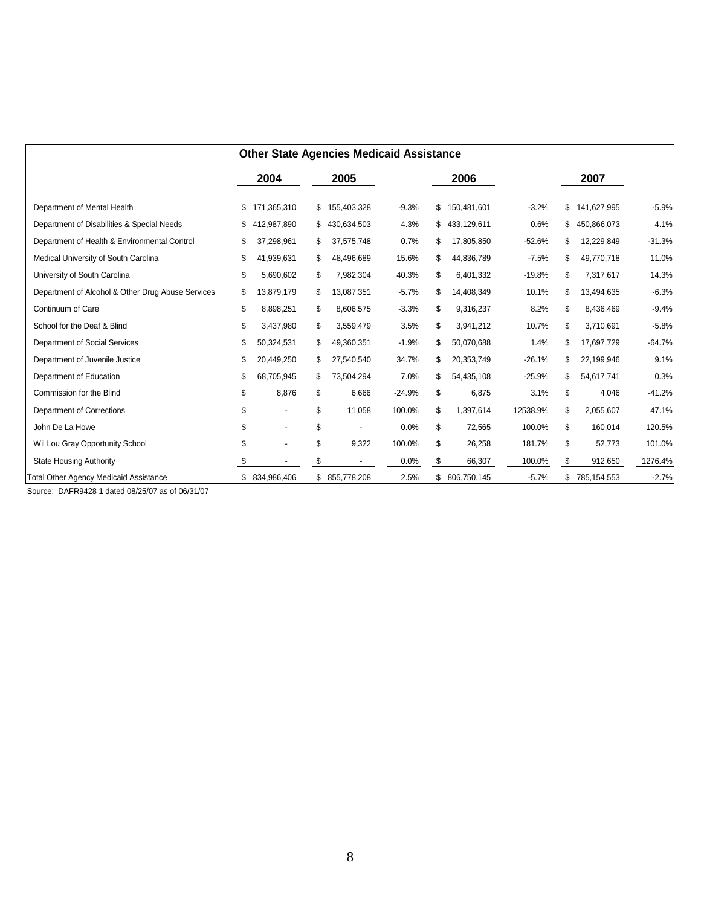## Other State Agencies Medicaid Assistance

| | 2004 | 2005 | | 2006 | | 2007 | |
|---|---|---|---|---|---|---|---|
| Department of Mental Health | $ 171,365,310 | $ 155,403,328 | -9.3% | $ 150,481,601 | -3.2% | $ 141,627,995 | -5.9% |
| Department of Disabilities & Special Needs | $ 412,987,890 | $ 430,634,503 | 4.3% | $ 433,129,611 | 0.6% | $ 450,866,073 | 4.1% |
| Department of Health & Environmental Control | $ 37,298,961 | $ 37,575,748 | 0.7% | $ 17,805,850 | -52.6% | $ 12,229,849 | -31.3% |
| Medical University of South Carolina | $ 41,939,631 | $ 48,496,689 | 15.6% | $ 44,836,789 | -7.5% | $ 49,770,718 | 11.0% |
| University of South Carolina | $ 5,690,602 | $ 7,982,304 | 40.3% | $ 6,401,332 | -19.8% | $ 7,317,617 | 14.3% |
| Department of Alcohol & Other Drug Abuse Services | $ 13,879,179 | $ 13,087,351 | -5.7% | $ 14,408,349 | 10.1% | $ 13,494,635 | -6.3% |
| Continuum of Care | $ 8,898,251 | $ 8,606,575 | -3.3% | $ 9,316,237 | 8.2% | $ 8,436,469 | -9.4% |
| School for the Deaf & Blind | $ 3,437,980 | $ 3,559,479 | 3.5% | $ 3,941,212 | 10.7% | $ 3,710,691 | -5.8% |
| Department of Social Services | $ 50,324,531 | $ 49,360,351 | -1.9% | $ 50,070,688 | 1.4% | $ 17,697,729 | -64.7% |
| Department of Juvenile Justice | $ 20,449,250 | $ 27,540,540 | 34.7% | $ 20,353,749 | -26.1% | $ 22,199,946 | 9.1% |
| Department of Education | $ 68,705,945 | $ 73,504,294 | 7.0% | $ 54,435,108 | -25.9% | $ 54,617,741 | 0.3% |
| Commission for the Blind | $ 8,876 | $ 6,666 | -24.9% | $ 6,875 | 3.1% | $ 4,046 | -41.2% |
| Department of Corrections | $ - | $ 11,058 | 100.0% | $ 1,397,614 | 12538.9% | $ 2,055,607 | 47.1% |
| John De La Howe | $ - | $ - | 0.0% | $ 72,565 | 100.0% | $ 160,014 | 120.5% |
| Wil Lou Gray Opportunity School | $ - | $ 9,322 | 100.0% | $ 26,258 | 181.7% | $ 52,773 | 101.0% |
| State Housing Authority | $ - | $ - | 0.0% | $ 66,307 | 100.0% | $ 912,650 | 1276.4% |
| Total Other Agency Medicaid Assistance | $ 834,986,406 | $ 855,778,208 | 2.5% | $ 806,750,145 | -5.7% | $ 785,154,553 | -2.7% |

Source: DAFR9428 1 dated 08/25/07 as of 06/31/07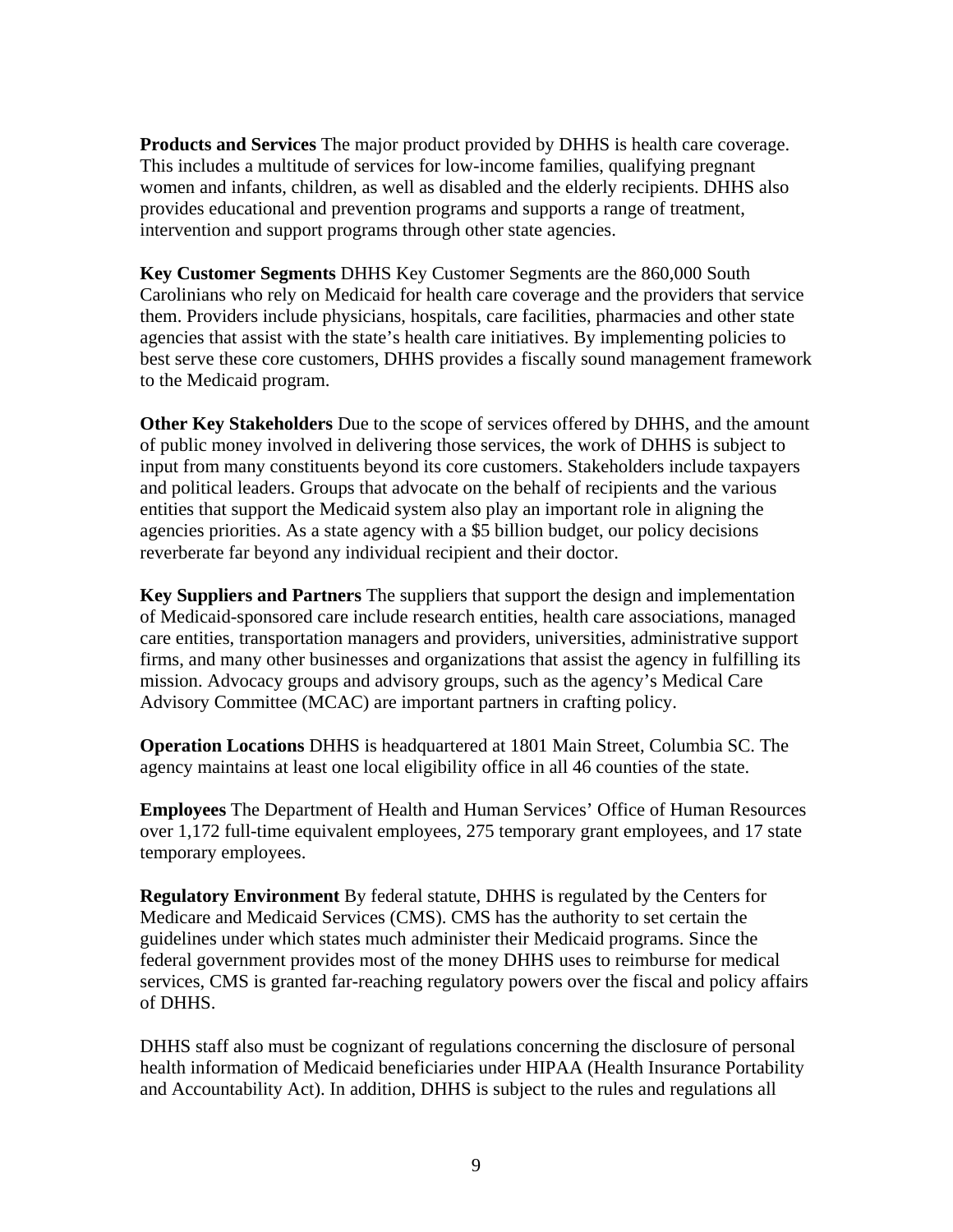**Products and Services** The major product provided by DHHS is health care coverage. This includes a multitude of services for low-income families, qualifying pregnant women and infants, children, as well as disabled and the elderly recipients. DHHS also provides educational and prevention programs and supports a range of treatment, intervention and support programs through other state agencies.

**Key Customer Segments** DHHS Key Customer Segments are the 860,000 South Carolinians who rely on Medicaid for health care coverage and the providers that service them. Providers include physicians, hospitals, care facilities, pharmacies and other state agencies that assist with the state's health care initiatives. By implementing policies to best serve these core customers, DHHS provides a fiscally sound management framework to the Medicaid program.

**Other Key Stakeholders** Due to the scope of services offered by DHHS, and the amount of public money involved in delivering those services, the work of DHHS is subject to input from many constituents beyond its core customers. Stakeholders include taxpayers and political leaders. Groups that advocate on the behalf of recipients and the various entities that support the Medicaid system also play an important role in aligning the agencies priorities. As a state agency with a $5 billion budget, our policy decisions reverberate far beyond any individual recipient and their doctor.

**Key Suppliers and Partners** The suppliers that support the design and implementation of Medicaid-sponsored care include research entities, health care associations, managed care entities, transportation managers and providers, universities, administrative support firms, and many other businesses and organizations that assist the agency in fulfilling its mission. Advocacy groups and advisory groups, such as the agency's Medical Care Advisory Committee (MCAC) are important partners in crafting policy.

**Operation Locations** DHHS is headquartered at 1801 Main Street, Columbia SC. The agency maintains at least one local eligibility office in all 46 counties of the state.

**Employees** The Department of Health and Human Services' Office of Human Resources over 1,172 full-time equivalent employees, 275 temporary grant employees, and 17 state temporary employees.

**Regulatory Environment** By federal statute, DHHS is regulated by the Centers for Medicare and Medicaid Services (CMS). CMS has the authority to set certain the guidelines under which states much administer their Medicaid programs. Since the federal government provides most of the money DHHS uses to reimburse for medical services, CMS is granted far-reaching regulatory powers over the fiscal and policy affairs of DHHS.

DHHS staff also must be cognizant of regulations concerning the disclosure of personal health information of Medicaid beneficiaries under HIPAA (Health Insurance Portability and Accountability Act). In addition, DHHS is subject to the rules and regulations all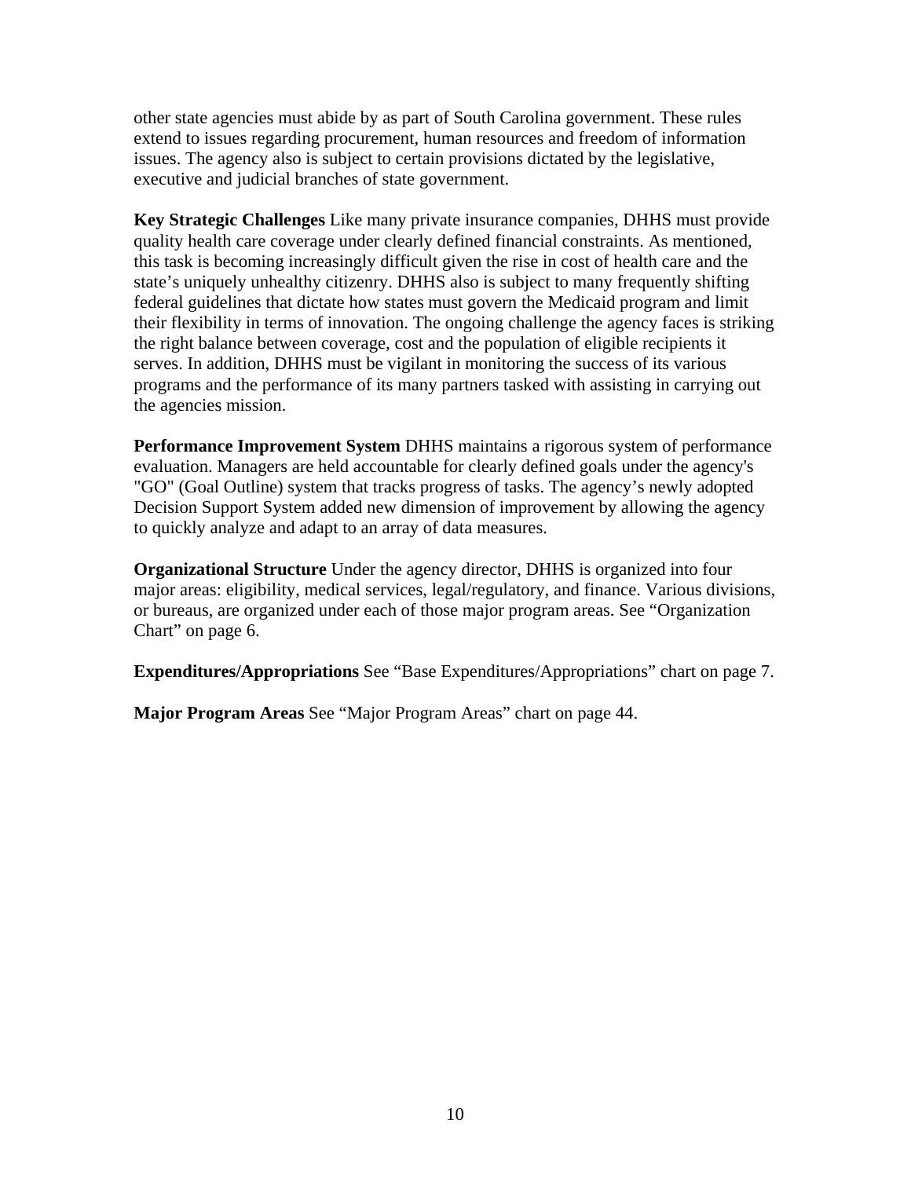other state agencies must abide by as part of South Carolina government. These rules extend to issues regarding procurement, human resources and freedom of information issues. The agency also is subject to certain provisions dictated by the legislative, executive and judicial branches of state government.

**Key Strategic Challenges** Like many private insurance companies, DHHS must provide quality health care coverage under clearly defined financial constraints. As mentioned, this task is becoming increasingly difficult given the rise in cost of health care and the state's uniquely unhealthy citizenry. DHHS also is subject to many frequently shifting federal guidelines that dictate how states must govern the Medicaid program and limit their flexibility in terms of innovation. The ongoing challenge the agency faces is striking the right balance between coverage, cost and the population of eligible recipients it serves. In addition, DHHS must be vigilant in monitoring the success of its various programs and the performance of its many partners tasked with assisting in carrying out the agencies mission.

**Performance Improvement System** DHHS maintains a rigorous system of performance evaluation. Managers are held accountable for clearly defined goals under the agency's "GO" (Goal Outline) system that tracks progress of tasks. The agency's newly adopted Decision Support System added new dimension of improvement by allowing the agency to quickly analyze and adapt to an array of data measures.

**Organizational Structure** Under the agency director, DHHS is organized into four major areas: eligibility, medical services, legal/regulatory, and finance. Various divisions, or bureaus, are organized under each of those major program areas. See "Organization Chart" on page 6.

**Expenditures/Appropriations** See "Base Expenditures/Appropriations" chart on page 7.

**Major Program Areas** See "Major Program Areas" chart on page 44.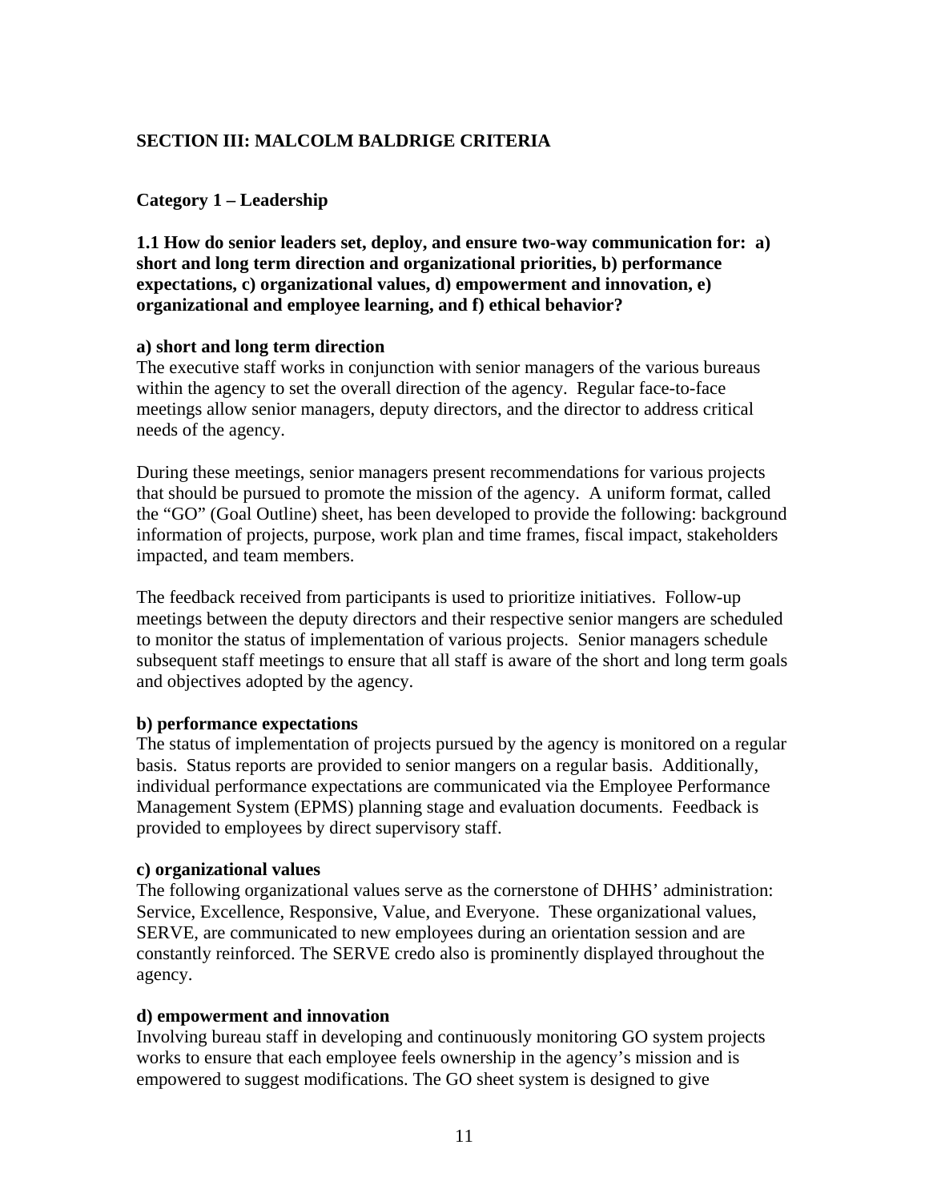## SECTION III: MALCOLM BALDRIGE CRITERIA

### Category 1 – Leadership

**1.1 How do senior leaders set, deploy, and ensure two-way communication for: a) short and long term direction and organizational priorities, b) performance expectations, c) organizational values, d) empowerment and innovation, e) organizational and employee learning, and f) ethical behavior?**

**a) short and long term direction**

The executive staff works in conjunction with senior managers of the various bureaus within the agency to set the overall direction of the agency. Regular face-to-face meetings allow senior managers, deputy directors, and the director to address critical needs of the agency.

During these meetings, senior managers present recommendations for various projects that should be pursued to promote the mission of the agency. A uniform format, called the "GO" (Goal Outline) sheet, has been developed to provide the following: background information of projects, purpose, work plan and time frames, fiscal impact, stakeholders impacted, and team members.

The feedback received from participants is used to prioritize initiatives. Follow-up meetings between the deputy directors and their respective senior mangers are scheduled to monitor the status of implementation of various projects. Senior managers schedule subsequent staff meetings to ensure that all staff is aware of the short and long term goals and objectives adopted by the agency.

**b) performance expectations**

The status of implementation of projects pursued by the agency is monitored on a regular basis. Status reports are provided to senior mangers on a regular basis. Additionally, individual performance expectations are communicated via the Employee Performance Management System (EPMS) planning stage and evaluation documents. Feedback is provided to employees by direct supervisory staff.

**c) organizational values**

The following organizational values serve as the cornerstone of DHHS' administration: Service, Excellence, Responsive, Value, and Everyone. These organizational values, SERVE, are communicated to new employees during an orientation session and are constantly reinforced. The SERVE credo also is prominently displayed throughout the agency.

**d) empowerment and innovation**

Involving bureau staff in developing and continuously monitoring GO system projects works to ensure that each employee feels ownership in the agency's mission and is empowered to suggest modifications. The GO sheet system is designed to give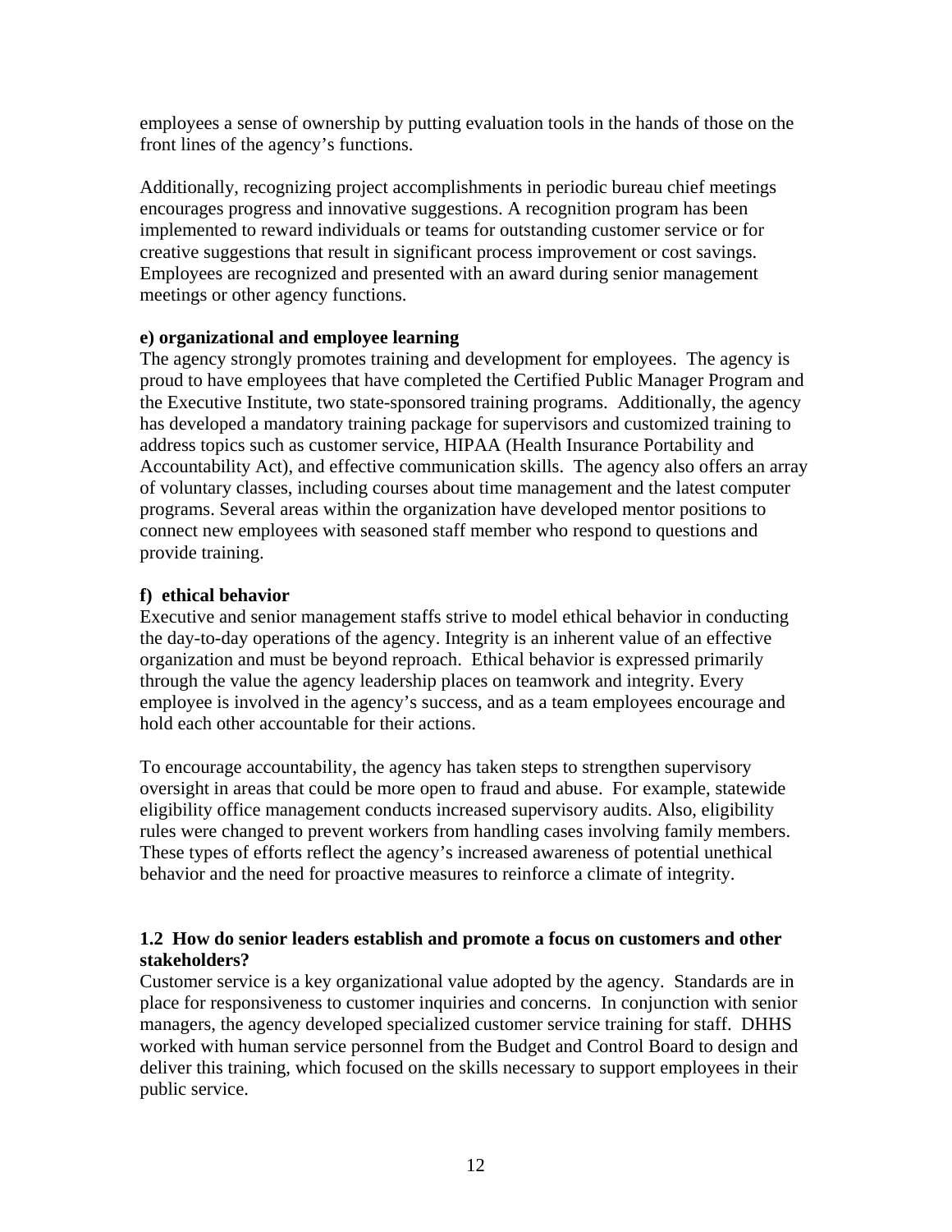employees a sense of ownership by putting evaluation tools in the hands of those on the front lines of the agency's functions.

Additionally, recognizing project accomplishments in periodic bureau chief meetings encourages progress and innovative suggestions. A recognition program has been implemented to reward individuals or teams for outstanding customer service or for creative suggestions that result in significant process improvement or cost savings. Employees are recognized and presented with an award during senior management meetings or other agency functions.

**e) organizational and employee learning**

The agency strongly promotes training and development for employees. The agency is proud to have employees that have completed the Certified Public Manager Program and the Executive Institute, two state-sponsored training programs. Additionally, the agency has developed a mandatory training package for supervisors and customized training to address topics such as customer service, HIPAA (Health Insurance Portability and Accountability Act), and effective communication skills. The agency also offers an array of voluntary classes, including courses about time management and the latest computer programs. Several areas within the organization have developed mentor positions to connect new employees with seasoned staff member who respond to questions and provide training.

**f) ethical behavior**

Executive and senior management staffs strive to model ethical behavior in conducting the day-to-day operations of the agency. Integrity is an inherent value of an effective organization and must be beyond reproach. Ethical behavior is expressed primarily through the value the agency leadership places on teamwork and integrity. Every employee is involved in the agency's success, and as a team employees encourage and hold each other accountable for their actions.

To encourage accountability, the agency has taken steps to strengthen supervisory oversight in areas that could be more open to fraud and abuse. For example, statewide eligibility office management conducts increased supervisory audits. Also, eligibility rules were changed to prevent workers from handling cases involving family members. These types of efforts reflect the agency's increased awareness of potential unethical behavior and the need for proactive measures to reinforce a climate of integrity.

**1.2 How do senior leaders establish and promote a focus on customers and other stakeholders?**

Customer service is a key organizational value adopted by the agency. Standards are in place for responsiveness to customer inquiries and concerns. In conjunction with senior managers, the agency developed specialized customer service training for staff. DHHS worked with human service personnel from the Budget and Control Board to design and deliver this training, which focused on the skills necessary to support employees in their public service.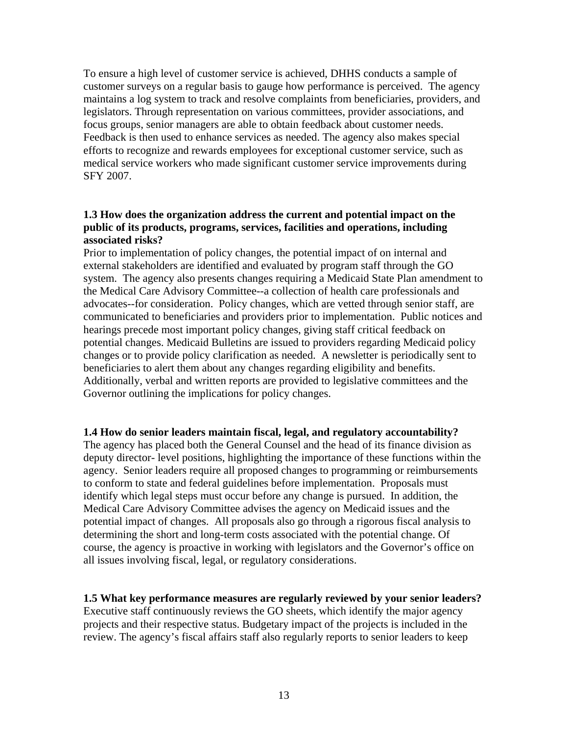To ensure a high level of customer service is achieved, DHHS conducts a sample of customer surveys on a regular basis to gauge how performance is perceived. The agency maintains a log system to track and resolve complaints from beneficiaries, providers, and legislators. Through representation on various committees, provider associations, and focus groups, senior managers are able to obtain feedback about customer needs. Feedback is then used to enhance services as needed. The agency also makes special efforts to recognize and rewards employees for exceptional customer service, such as medical service workers who made significant customer service improvements during SFY 2007.

**1.3 How does the organization address the current and potential impact on the public of its products, programs, services, facilities and operations, including associated risks?**

Prior to implementation of policy changes, the potential impact of on internal and external stakeholders are identified and evaluated by program staff through the GO system. The agency also presents changes requiring a Medicaid State Plan amendment to the Medical Care Advisory Committee--a collection of health care professionals and advocates--for consideration. Policy changes, which are vetted through senior staff, are communicated to beneficiaries and providers prior to implementation. Public notices and hearings precede most important policy changes, giving staff critical feedback on potential changes. Medicaid Bulletins are issued to providers regarding Medicaid policy changes or to provide policy clarification as needed. A newsletter is periodically sent to beneficiaries to alert them about any changes regarding eligibility and benefits. Additionally, verbal and written reports are provided to legislative committees and the Governor outlining the implications for policy changes.

**1.4 How do senior leaders maintain fiscal, legal, and regulatory accountability?**

The agency has placed both the General Counsel and the head of its finance division as deputy director- level positions, highlighting the importance of these functions within the agency. Senior leaders require all proposed changes to programming or reimbursements to conform to state and federal guidelines before implementation. Proposals must identify which legal steps must occur before any change is pursued. In addition, the Medical Care Advisory Committee advises the agency on Medicaid issues and the potential impact of changes. All proposals also go through a rigorous fiscal analysis to determining the short and long-term costs associated with the potential change. Of course, the agency is proactive in working with legislators and the Governor's office on all issues involving fiscal, legal, or regulatory considerations.

**1.5 What key performance measures are regularly reviewed by your senior leaders?**

Executive staff continuously reviews the GO sheets, which identify the major agency projects and their respective status. Budgetary impact of the projects is included in the review. The agency's fiscal affairs staff also regularly reports to senior leaders to keep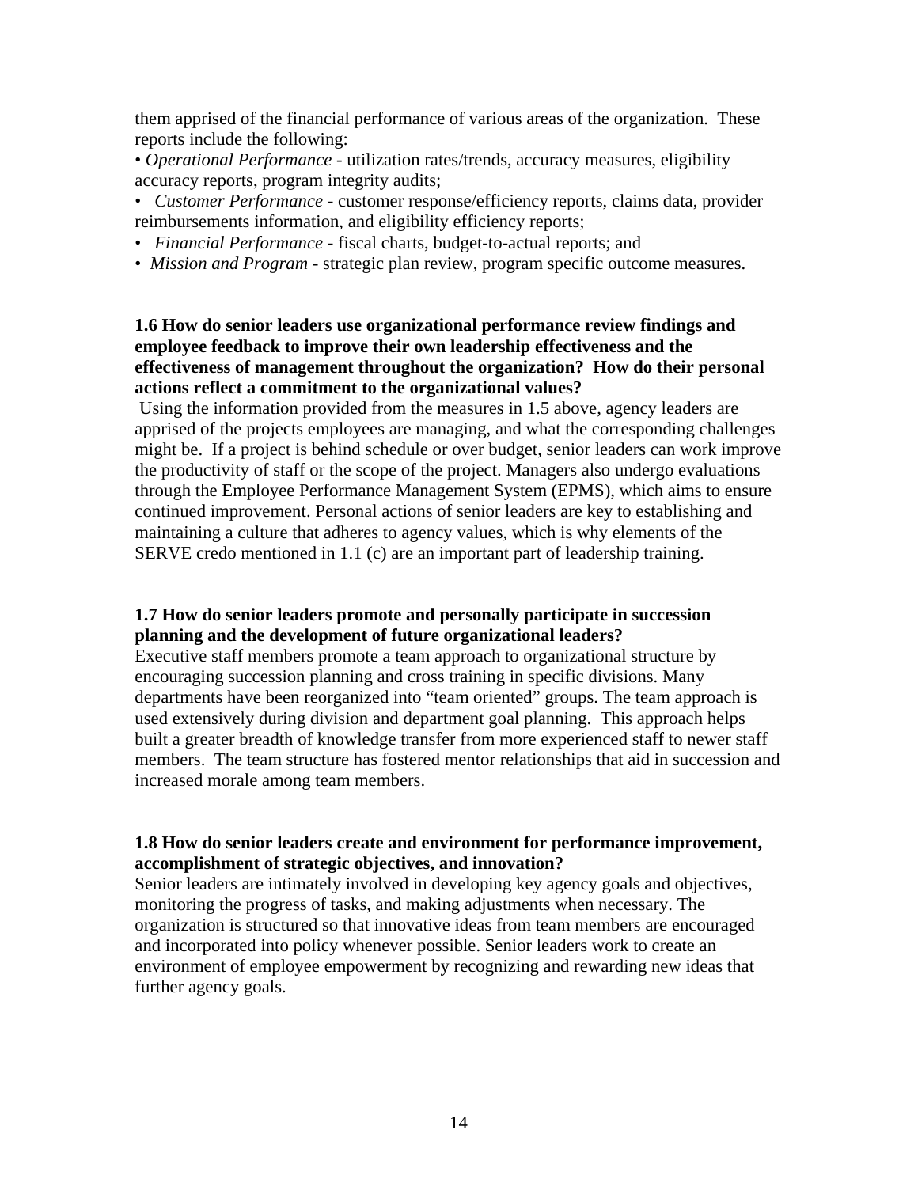them apprised of the financial performance of various areas of the organization. These reports include the following:

• *Operational Performance* - utilization rates/trends, accuracy measures, eligibility accuracy reports, program integrity audits;

• *Customer Performance* - customer response/efficiency reports, claims data, provider reimbursements information, and eligibility efficiency reports;

• *Financial Performance* - fiscal charts, budget-to-actual reports; and

• *Mission and Program* - strategic plan review, program specific outcome measures.

**1.6 How do senior leaders use organizational performance review findings and employee feedback to improve their own leadership effectiveness and the effectiveness of management throughout the organization? How do their personal actions reflect a commitment to the organizational values?**

Using the information provided from the measures in 1.5 above, agency leaders are apprised of the projects employees are managing, and what the corresponding challenges might be. If a project is behind schedule or over budget, senior leaders can work improve the productivity of staff or the scope of the project. Managers also undergo evaluations through the Employee Performance Management System (EPMS), which aims to ensure continued improvement. Personal actions of senior leaders are key to establishing and maintaining a culture that adheres to agency values, which is why elements of the SERVE credo mentioned in 1.1 (c) are an important part of leadership training.

**1.7 How do senior leaders promote and personally participate in succession planning and the development of future organizational leaders?**

Executive staff members promote a team approach to organizational structure by encouraging succession planning and cross training in specific divisions. Many departments have been reorganized into "team oriented" groups. The team approach is used extensively during division and department goal planning. This approach helps built a greater breadth of knowledge transfer from more experienced staff to newer staff members. The team structure has fostered mentor relationships that aid in succession and increased morale among team members.

**1.8 How do senior leaders create and environment for performance improvement, accomplishment of strategic objectives, and innovation?**

Senior leaders are intimately involved in developing key agency goals and objectives, monitoring the progress of tasks, and making adjustments when necessary. The organization is structured so that innovative ideas from team members are encouraged and incorporated into policy whenever possible. Senior leaders work to create an environment of employee empowerment by recognizing and rewarding new ideas that further agency goals.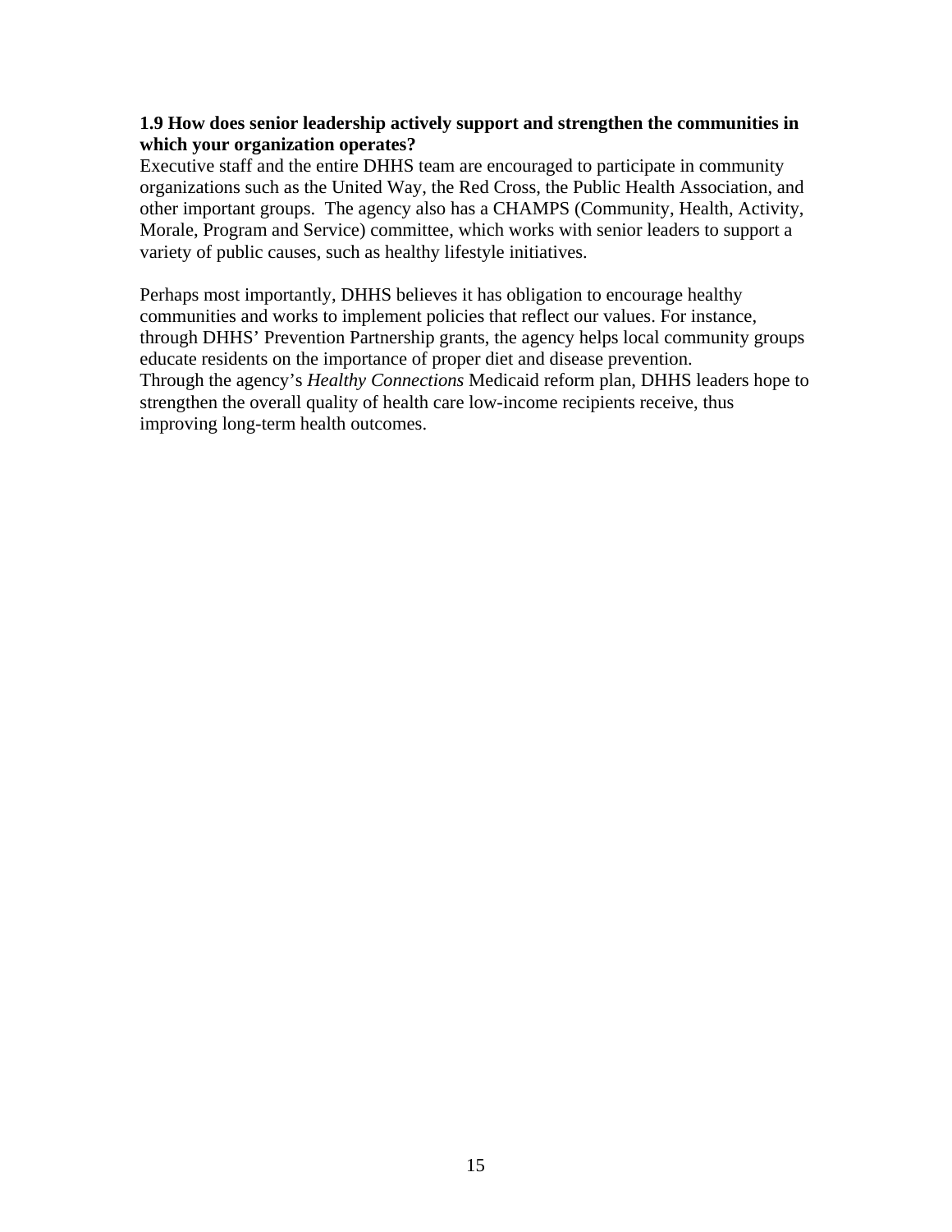**1.9 How does senior leadership actively support and strengthen the communities in which your organization operates?**

Executive staff and the entire DHHS team are encouraged to participate in community organizations such as the United Way, the Red Cross, the Public Health Association, and other important groups. The agency also has a CHAMPS (Community, Health, Activity, Morale, Program and Service) committee, which works with senior leaders to support a variety of public causes, such as healthy lifestyle initiatives.

Perhaps most importantly, DHHS believes it has obligation to encourage healthy communities and works to implement policies that reflect our values. For instance, through DHHS' Prevention Partnership grants, the agency helps local community groups educate residents on the importance of proper diet and disease prevention. Through the agency's *Healthy Connections* Medicaid reform plan, DHHS leaders hope to strengthen the overall quality of health care low-income recipients receive, thus improving long-term health outcomes.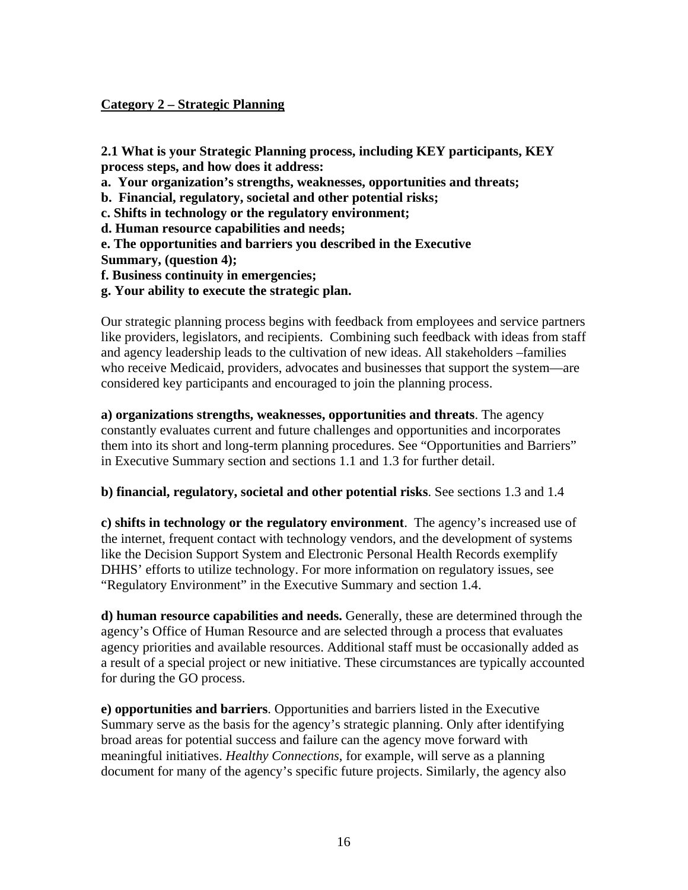## Category 2 – Strategic Planning

**2.1 What is your Strategic Planning process, including KEY participants, KEY process steps, and how does it address:**

**a. Your organization's strengths, weaknesses, opportunities and threats;**

**b. Financial, regulatory, societal and other potential risks;**

**c. Shifts in technology or the regulatory environment;**

**d. Human resource capabilities and needs;**

**e. The opportunities and barriers you described in the Executive Summary, (question 4);**

**f. Business continuity in emergencies;**

**g. Your ability to execute the strategic plan.**

Our strategic planning process begins with feedback from employees and service partners like providers, legislators, and recipients. Combining such feedback with ideas from staff and agency leadership leads to the cultivation of new ideas. All stakeholders –families who receive Medicaid, providers, advocates and businesses that support the system—are considered key participants and encouraged to join the planning process.

**a) organizations strengths, weaknesses, opportunities and threats**. The agency constantly evaluates current and future challenges and opportunities and incorporates them into its short and long-term planning procedures. See "Opportunities and Barriers" in Executive Summary section and sections 1.1 and 1.3 for further detail.

**b) financial, regulatory, societal and other potential risks**. See sections 1.3 and 1.4

**c) shifts in technology or the regulatory environment**. The agency's increased use of the internet, frequent contact with technology vendors, and the development of systems like the Decision Support System and Electronic Personal Health Records exemplify DHHS' efforts to utilize technology. For more information on regulatory issues, see "Regulatory Environment" in the Executive Summary and section 1.4.

**d) human resource capabilities and needs.** Generally, these are determined through the agency's Office of Human Resource and are selected through a process that evaluates agency priorities and available resources. Additional staff must be occasionally added as a result of a special project or new initiative. These circumstances are typically accounted for during the GO process.

**e) opportunities and barriers**. Opportunities and barriers listed in the Executive Summary serve as the basis for the agency's strategic planning. Only after identifying broad areas for potential success and failure can the agency move forward with meaningful initiatives. *Healthy Connections*, for example, will serve as a planning document for many of the agency's specific future projects. Similarly, the agency also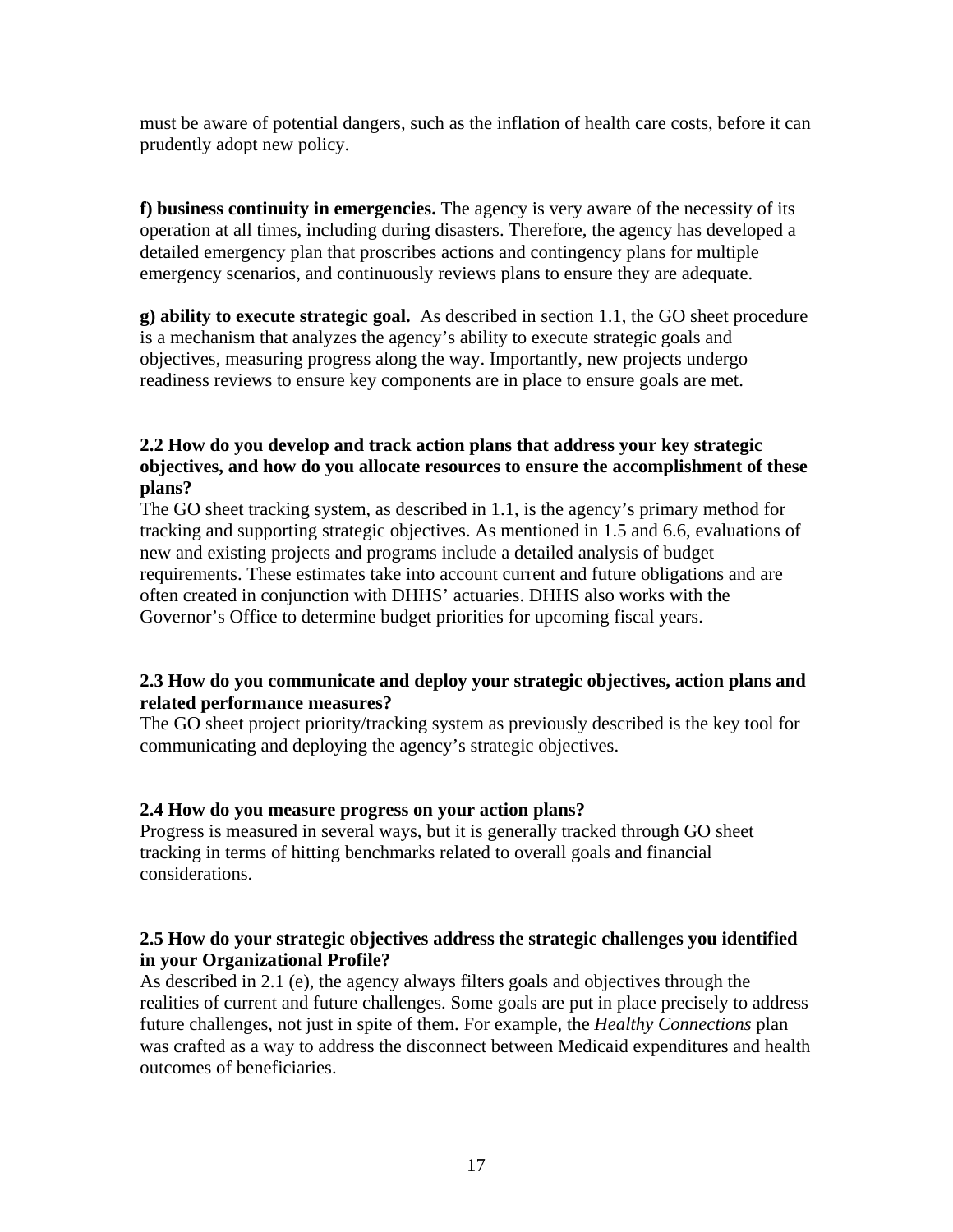must be aware of potential dangers, such as the inflation of health care costs, before it can prudently adopt new policy.

**f) business continuity in emergencies.** The agency is very aware of the necessity of its operation at all times, including during disasters. Therefore, the agency has developed a detailed emergency plan that proscribes actions and contingency plans for multiple emergency scenarios, and continuously reviews plans to ensure they are adequate.

**g) ability to execute strategic goal.** As described in section 1.1, the GO sheet procedure is a mechanism that analyzes the agency's ability to execute strategic goals and objectives, measuring progress along the way. Importantly, new projects undergo readiness reviews to ensure key components are in place to ensure goals are met.

**2.2 How do you develop and track action plans that address your key strategic objectives, and how do you allocate resources to ensure the accomplishment of these plans?**

The GO sheet tracking system, as described in 1.1, is the agency's primary method for tracking and supporting strategic objectives. As mentioned in 1.5 and 6.6, evaluations of new and existing projects and programs include a detailed analysis of budget requirements. These estimates take into account current and future obligations and are often created in conjunction with DHHS' actuaries. DHHS also works with the Governor's Office to determine budget priorities for upcoming fiscal years.

**2.3 How do you communicate and deploy your strategic objectives, action plans and related performance measures?**

The GO sheet project priority/tracking system as previously described is the key tool for communicating and deploying the agency's strategic objectives.

**2.4 How do you measure progress on your action plans?**

Progress is measured in several ways, but it is generally tracked through GO sheet tracking in terms of hitting benchmarks related to overall goals and financial considerations.

**2.5 How do your strategic objectives address the strategic challenges you identified in your Organizational Profile?**

As described in 2.1 (e), the agency always filters goals and objectives through the realities of current and future challenges. Some goals are put in place precisely to address future challenges, not just in spite of them. For example, the *Healthy Connections* plan was crafted as a way to address the disconnect between Medicaid expenditures and health outcomes of beneficiaries.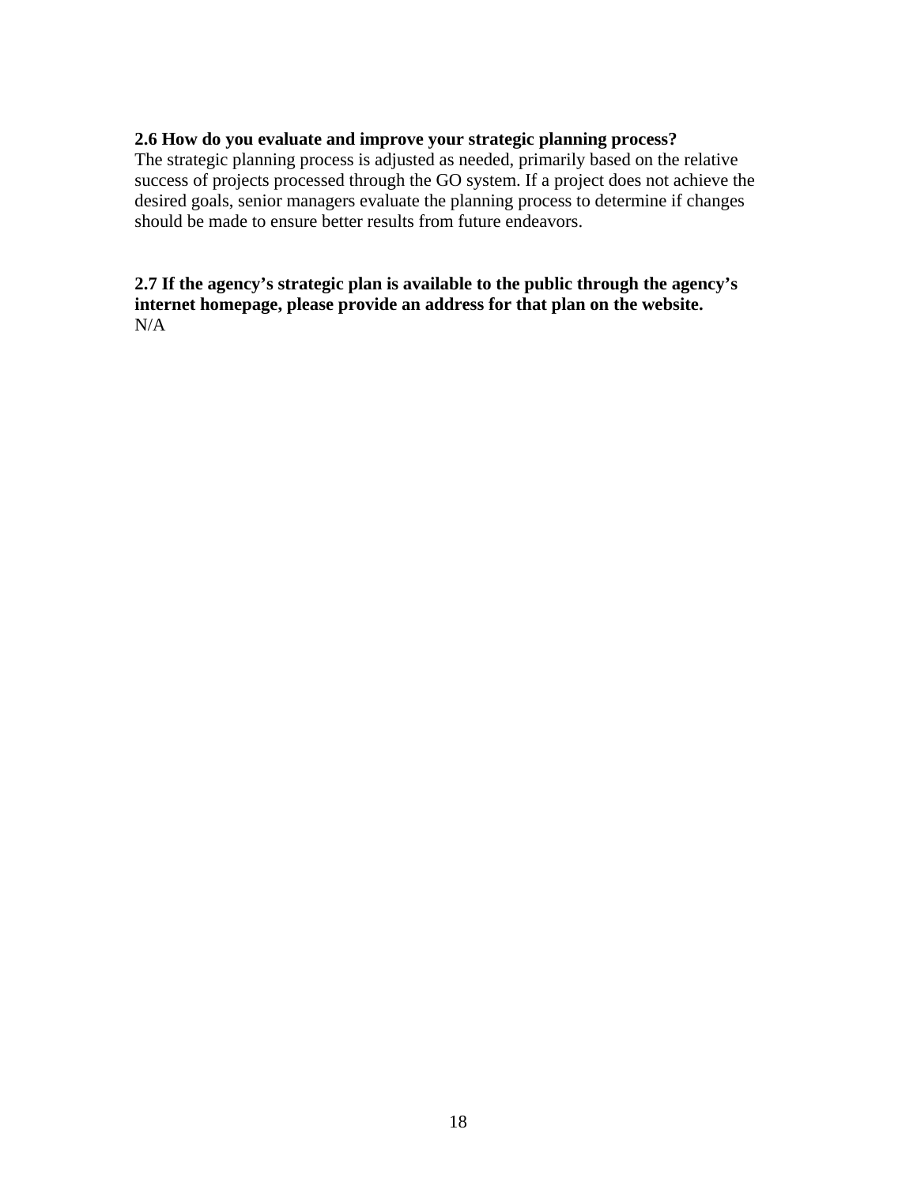**2.6 How do you evaluate and improve your strategic planning process?**

The strategic planning process is adjusted as needed, primarily based on the relative success of projects processed through the GO system. If a project does not achieve the desired goals, senior managers evaluate the planning process to determine if changes should be made to ensure better results from future endeavors.

**2.7 If the agency's strategic plan is available to the public through the agency's internet homepage, please provide an address for that plan on the website.**

N/A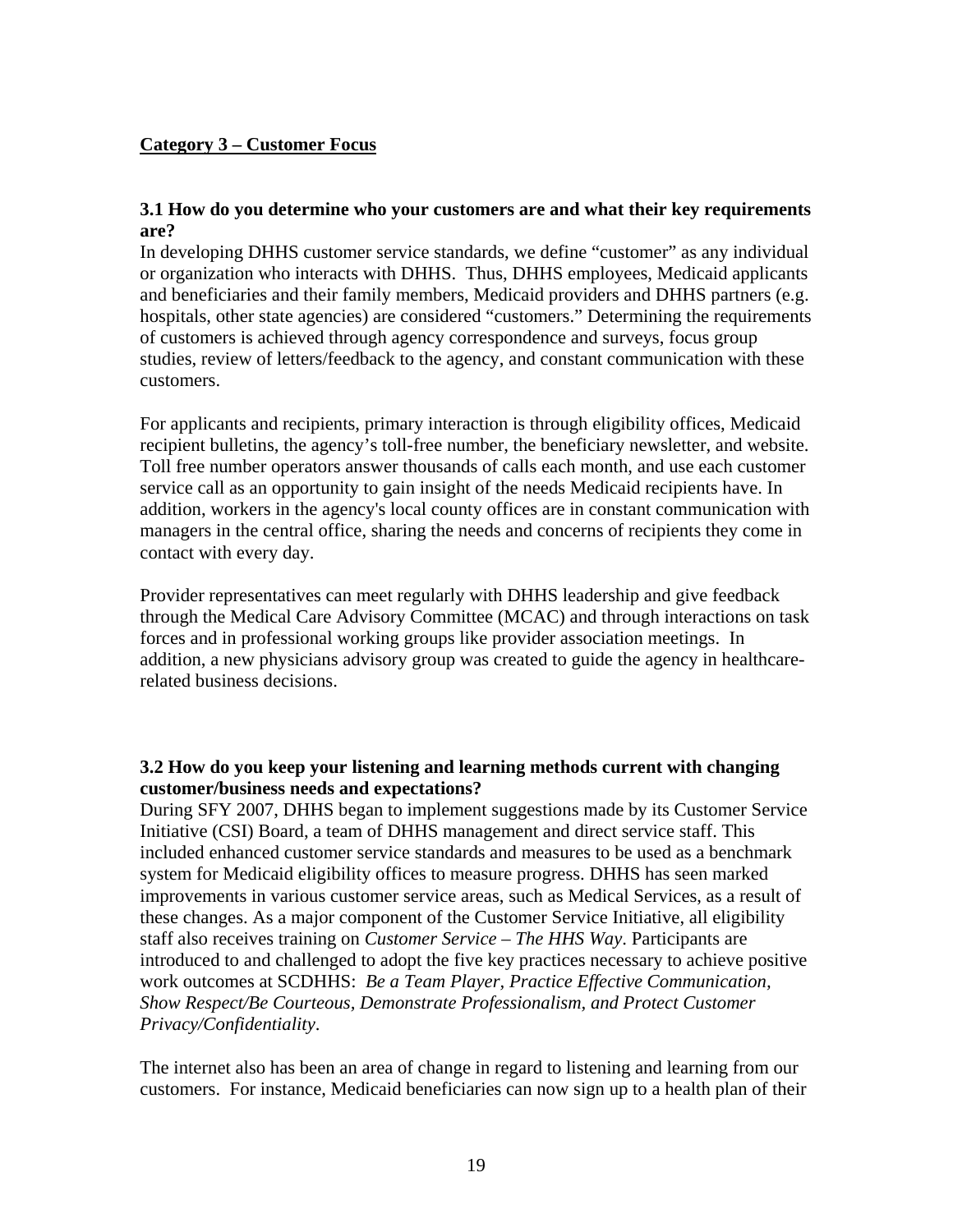## Category 3 – Customer Focus

### 3.1 How do you determine who your customers are and what their key requirements are?

In developing DHHS customer service standards, we define "customer" as any individual or organization who interacts with DHHS. Thus, DHHS employees, Medicaid applicants and beneficiaries and their family members, Medicaid providers and DHHS partners (e.g. hospitals, other state agencies) are considered "customers." Determining the requirements of customers is achieved through agency correspondence and surveys, focus group studies, review of letters/feedback to the agency, and constant communication with these customers.

For applicants and recipients, primary interaction is through eligibility offices, Medicaid recipient bulletins, the agency's toll-free number, the beneficiary newsletter, and website. Toll free number operators answer thousands of calls each month, and use each customer service call as an opportunity to gain insight of the needs Medicaid recipients have. In addition, workers in the agency's local county offices are in constant communication with managers in the central office, sharing the needs and concerns of recipients they come in contact with every day.

Provider representatives can meet regularly with DHHS leadership and give feedback through the Medical Care Advisory Committee (MCAC) and through interactions on task forces and in professional working groups like provider association meetings. In addition, a new physicians advisory group was created to guide the agency in healthcare-related business decisions.

### 3.2 How do you keep your listening and learning methods current with changing customer/business needs and expectations?

During SFY 2007, DHHS began to implement suggestions made by its Customer Service Initiative (CSI) Board, a team of DHHS management and direct service staff. This included enhanced customer service standards and measures to be used as a benchmark system for Medicaid eligibility offices to measure progress. DHHS has seen marked improvements in various customer service areas, such as Medical Services, as a result of these changes. As a major component of the Customer Service Initiative, all eligibility staff also receives training on *Customer Service – The HHS Way*. Participants are introduced to and challenged to adopt the five key practices necessary to achieve positive work outcomes at SCDHHS: *Be a Team Player, Practice Effective Communication, Show Respect/Be Courteous, Demonstrate Professionalism, and Protect Customer Privacy/Confidentiality*.

The internet also has been an area of change in regard to listening and learning from our customers. For instance, Medicaid beneficiaries can now sign up to a health plan of their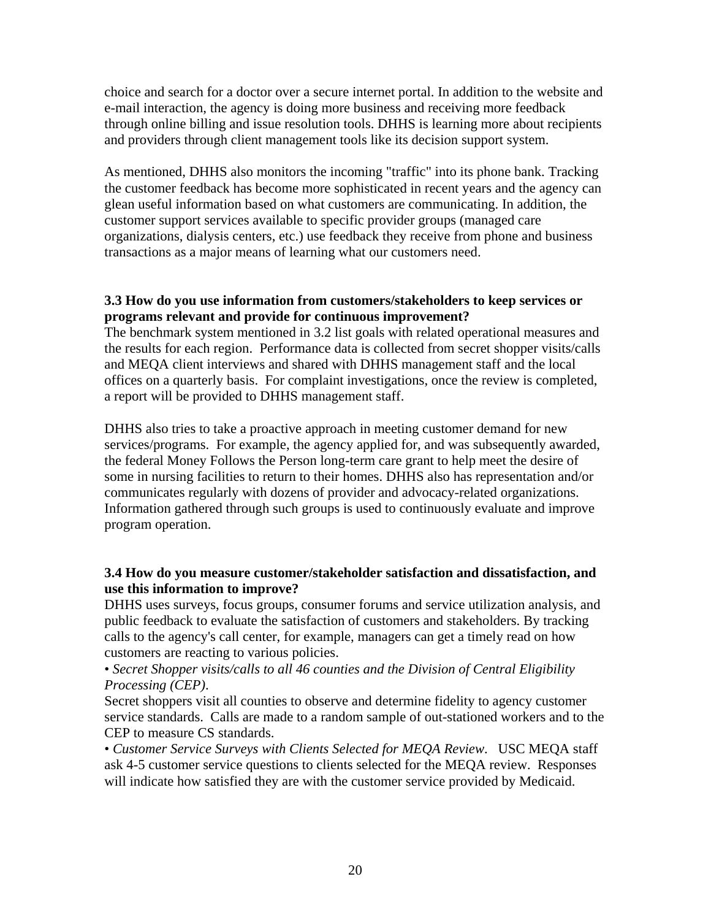choice and search for a doctor over a secure internet portal. In addition to the website and e-mail interaction, the agency is doing more business and receiving more feedback through online billing and issue resolution tools. DHHS is learning more about recipients and providers through client management tools like its decision support system.

As mentioned, DHHS also monitors the incoming "traffic" into its phone bank. Tracking the customer feedback has become more sophisticated in recent years and the agency can glean useful information based on what customers are communicating. In addition, the customer support services available to specific provider groups (managed care organizations, dialysis centers, etc.) use feedback they receive from phone and business transactions as a major means of learning what our customers need.

**3.3 How do you use information from customers/stakeholders to keep services or programs relevant and provide for continuous improvement?**

The benchmark system mentioned in 3.2 list goals with related operational measures and the results for each region. Performance data is collected from secret shopper visits/calls and MEQA client interviews and shared with DHHS management staff and the local offices on a quarterly basis. For complaint investigations, once the review is completed, a report will be provided to DHHS management staff.

DHHS also tries to take a proactive approach in meeting customer demand for new services/programs. For example, the agency applied for, and was subsequently awarded, the federal Money Follows the Person long-term care grant to help meet the desire of some in nursing facilities to return to their homes. DHHS also has representation and/or communicates regularly with dozens of provider and advocacy-related organizations. Information gathered through such groups is used to continuously evaluate and improve program operation.

**3.4 How do you measure customer/stakeholder satisfaction and dissatisfaction, and use this information to improve?**

DHHS uses surveys, focus groups, consumer forums and service utilization analysis, and public feedback to evaluate the satisfaction of customers and stakeholders. By tracking calls to the agency's call center, for example, managers can get a timely read on how customers are reacting to various policies.

• *Secret Shopper visits/calls to all 46 counties and the Division of Central Eligibility Processing (CEP).*

Secret shoppers visit all counties to observe and determine fidelity to agency customer service standards. Calls are made to a random sample of out-stationed workers and to the CEP to measure CS standards.

• *Customer Service Surveys with Clients Selected for MEQA Review*. USC MEQA staff ask 4-5 customer service questions to clients selected for the MEQA review. Responses will indicate how satisfied they are with the customer service provided by Medicaid.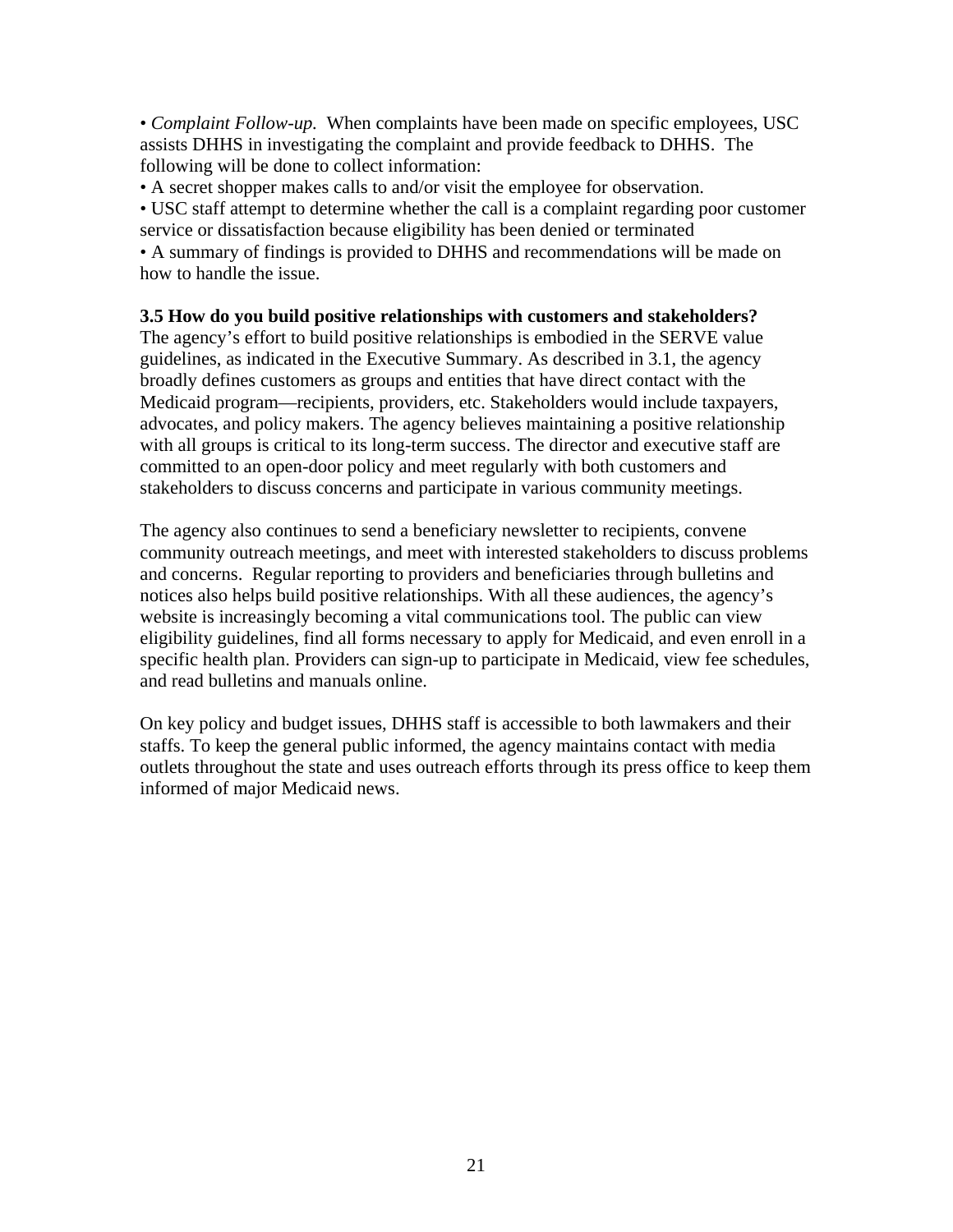• *Complaint Follow-up.* When complaints have been made on specific employees, USC assists DHHS in investigating the complaint and provide feedback to DHHS. The following will be done to collect information:

• A secret shopper makes calls to and/or visit the employee for observation.

• USC staff attempt to determine whether the call is a complaint regarding poor customer service or dissatisfaction because eligibility has been denied or terminated

• A summary of findings is provided to DHHS and recommendations will be made on how to handle the issue.

**3.5 How do you build positive relationships with customers and stakeholders?**

The agency's effort to build positive relationships is embodied in the SERVE value guidelines, as indicated in the Executive Summary. As described in 3.1, the agency broadly defines customers as groups and entities that have direct contact with the Medicaid program—recipients, providers, etc. Stakeholders would include taxpayers, advocates, and policy makers. The agency believes maintaining a positive relationship with all groups is critical to its long-term success. The director and executive staff are committed to an open-door policy and meet regularly with both customers and stakeholders to discuss concerns and participate in various community meetings.

The agency also continues to send a beneficiary newsletter to recipients, convene community outreach meetings, and meet with interested stakeholders to discuss problems and concerns. Regular reporting to providers and beneficiaries through bulletins and notices also helps build positive relationships. With all these audiences, the agency's website is increasingly becoming a vital communications tool. The public can view eligibility guidelines, find all forms necessary to apply for Medicaid, and even enroll in a specific health plan. Providers can sign-up to participate in Medicaid, view fee schedules, and read bulletins and manuals online.

On key policy and budget issues, DHHS staff is accessible to both lawmakers and their staffs. To keep the general public informed, the agency maintains contact with media outlets throughout the state and uses outreach efforts through its press office to keep them informed of major Medicaid news.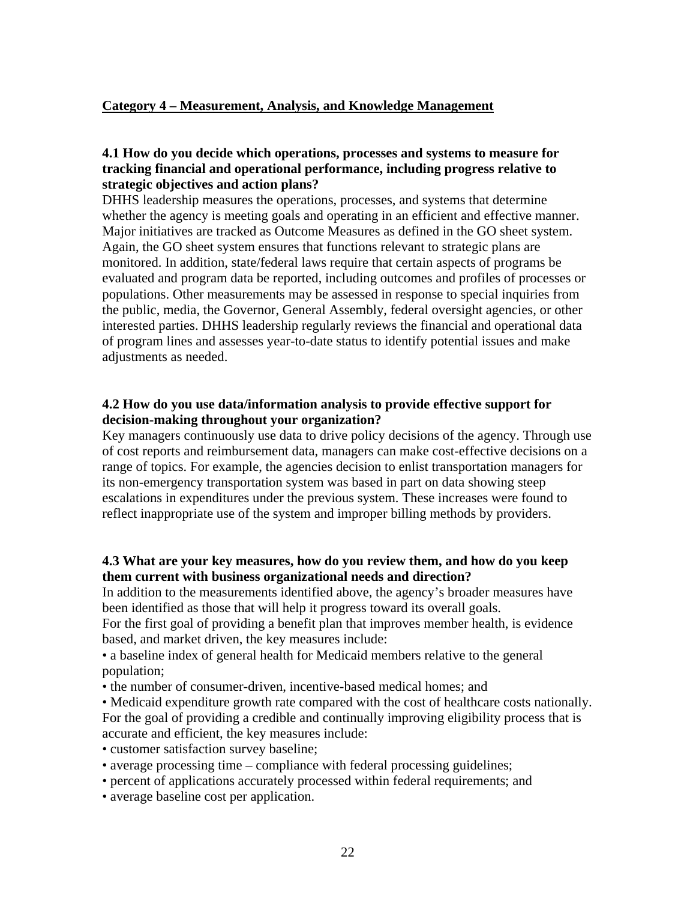## Category 4 – Measurement, Analysis, and Knowledge Management

### 4.1 How do you decide which operations, processes and systems to measure for tracking financial and operational performance, including progress relative to strategic objectives and action plans?

DHHS leadership measures the operations, processes, and systems that determine whether the agency is meeting goals and operating in an efficient and effective manner. Major initiatives are tracked as Outcome Measures as defined in the GO sheet system. Again, the GO sheet system ensures that functions relevant to strategic plans are monitored. In addition, state/federal laws require that certain aspects of programs be evaluated and program data be reported, including outcomes and profiles of processes or populations. Other measurements may be assessed in response to special inquiries from the public, media, the Governor, General Assembly, federal oversight agencies, or other interested parties. DHHS leadership regularly reviews the financial and operational data of program lines and assesses year-to-date status to identify potential issues and make adjustments as needed.

### 4.2 How do you use data/information analysis to provide effective support for decision-making throughout your organization?

Key managers continuously use data to drive policy decisions of the agency. Through use of cost reports and reimbursement data, managers can make cost-effective decisions on a range of topics. For example, the agencies decision to enlist transportation managers for its non-emergency transportation system was based in part on data showing steep escalations in expenditures under the previous system. These increases were found to reflect inappropriate use of the system and improper billing methods by providers.

### 4.3 What are your key measures, how do you review them, and how do you keep them current with business organizational needs and direction?

In addition to the measurements identified above, the agency's broader measures have been identified as those that will help it progress toward its overall goals.

For the first goal of providing a benefit plan that improves member health, is evidence based, and market driven, the key measures include:

- a baseline index of general health for Medicaid members relative to the general population;
- the number of consumer-driven, incentive-based medical homes; and
- Medicaid expenditure growth rate compared with the cost of healthcare costs nationally.

For the goal of providing a credible and continually improving eligibility process that is accurate and efficient, the key measures include:

- customer satisfaction survey baseline;
- average processing time – compliance with federal processing guidelines;
- percent of applications accurately processed within federal requirements; and
- average baseline cost per application.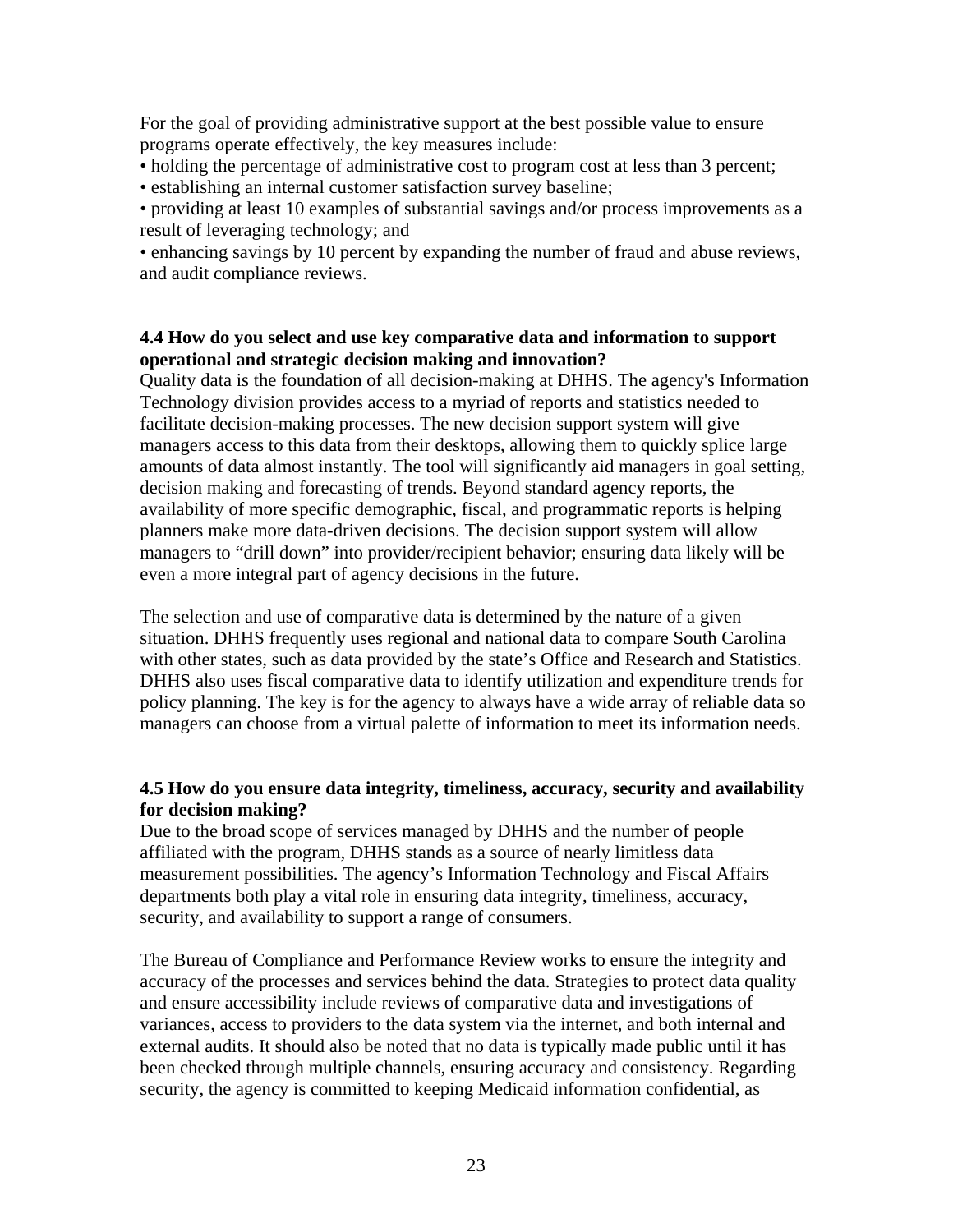For the goal of providing administrative support at the best possible value to ensure programs operate effectively, the key measures include:

- holding the percentage of administrative cost to program cost at less than 3 percent;
- establishing an internal customer satisfaction survey baseline;
- providing at least 10 examples of substantial savings and/or process improvements as a result of leveraging technology; and
- enhancing savings by 10 percent by expanding the number of fraud and abuse reviews, and audit compliance reviews.

**4.4 How do you select and use key comparative data and information to support operational and strategic decision making and innovation?**

Quality data is the foundation of all decision-making at DHHS. The agency's Information Technology division provides access to a myriad of reports and statistics needed to facilitate decision-making processes. The new decision support system will give managers access to this data from their desktops, allowing them to quickly splice large amounts of data almost instantly. The tool will significantly aid managers in goal setting, decision making and forecasting of trends. Beyond standard agency reports, the availability of more specific demographic, fiscal, and programmatic reports is helping planners make more data-driven decisions. The decision support system will allow managers to "drill down" into provider/recipient behavior; ensuring data likely will be even a more integral part of agency decisions in the future.

The selection and use of comparative data is determined by the nature of a given situation. DHHS frequently uses regional and national data to compare South Carolina with other states, such as data provided by the state's Office and Research and Statistics. DHHS also uses fiscal comparative data to identify utilization and expenditure trends for policy planning. The key is for the agency to always have a wide array of reliable data so managers can choose from a virtual palette of information to meet its information needs.

**4.5 How do you ensure data integrity, timeliness, accuracy, security and availability for decision making?**

Due to the broad scope of services managed by DHHS and the number of people affiliated with the program, DHHS stands as a source of nearly limitless data measurement possibilities. The agency's Information Technology and Fiscal Affairs departments both play a vital role in ensuring data integrity, timeliness, accuracy, security, and availability to support a range of consumers.

The Bureau of Compliance and Performance Review works to ensure the integrity and accuracy of the processes and services behind the data. Strategies to protect data quality and ensure accessibility include reviews of comparative data and investigations of variances, access to providers to the data system via the internet, and both internal and external audits. It should also be noted that no data is typically made public until it has been checked through multiple channels, ensuring accuracy and consistency. Regarding security, the agency is committed to keeping Medicaid information confidential, as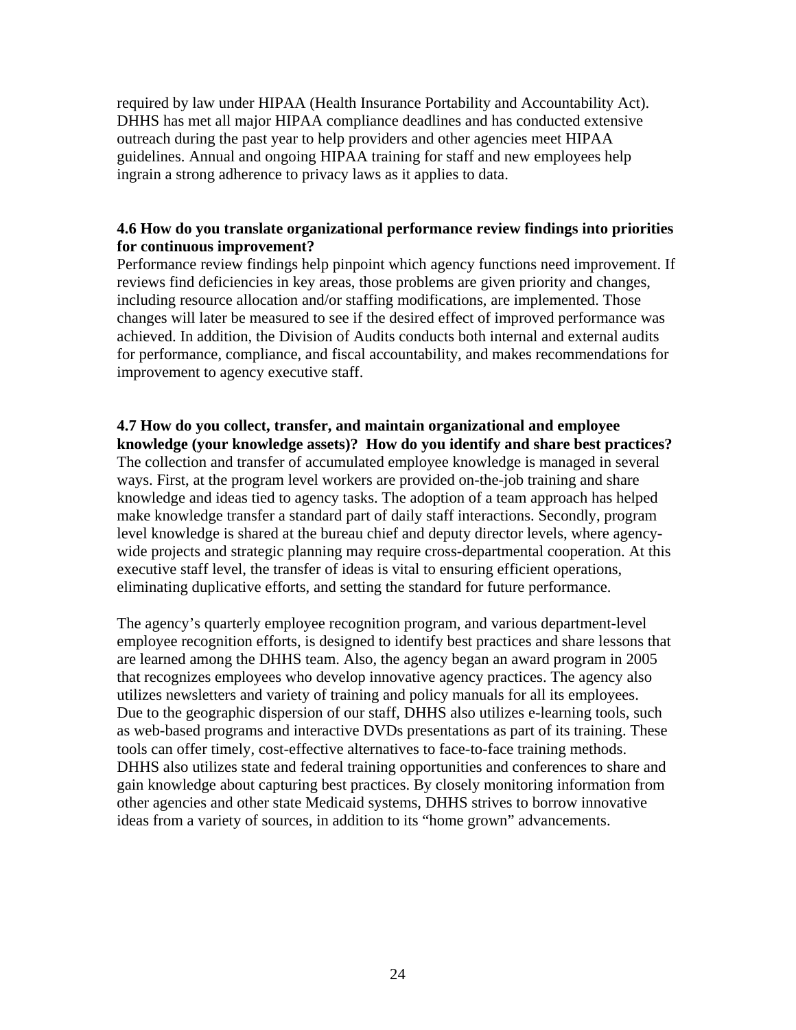required by law under HIPAA (Health Insurance Portability and Accountability Act). DHHS has met all major HIPAA compliance deadlines and has conducted extensive outreach during the past year to help providers and other agencies meet HIPAA guidelines. Annual and ongoing HIPAA training for staff and new employees help ingrain a strong adherence to privacy laws as it applies to data.

**4.6 How do you translate organizational performance review findings into priorities for continuous improvement?**

Performance review findings help pinpoint which agency functions need improvement. If reviews find deficiencies in key areas, those problems are given priority and changes, including resource allocation and/or staffing modifications, are implemented. Those changes will later be measured to see if the desired effect of improved performance was achieved. In addition, the Division of Audits conducts both internal and external audits for performance, compliance, and fiscal accountability, and makes recommendations for improvement to agency executive staff.

**4.7 How do you collect, transfer, and maintain organizational and employee knowledge (your knowledge assets)? How do you identify and share best practices?**

The collection and transfer of accumulated employee knowledge is managed in several ways. First, at the program level workers are provided on-the-job training and share knowledge and ideas tied to agency tasks. The adoption of a team approach has helped make knowledge transfer a standard part of daily staff interactions. Secondly, program level knowledge is shared at the bureau chief and deputy director levels, where agency-wide projects and strategic planning may require cross-departmental cooperation. At this executive staff level, the transfer of ideas is vital to ensuring efficient operations, eliminating duplicative efforts, and setting the standard for future performance.

The agency's quarterly employee recognition program, and various department-level employee recognition efforts, is designed to identify best practices and share lessons that are learned among the DHHS team. Also, the agency began an award program in 2005 that recognizes employees who develop innovative agency practices. The agency also utilizes newsletters and variety of training and policy manuals for all its employees. Due to the geographic dispersion of our staff, DHHS also utilizes e-learning tools, such as web-based programs and interactive DVDs presentations as part of its training. These tools can offer timely, cost-effective alternatives to face-to-face training methods. DHHS also utilizes state and federal training opportunities and conferences to share and gain knowledge about capturing best practices. By closely monitoring information from other agencies and other state Medicaid systems, DHHS strives to borrow innovative ideas from a variety of sources, in addition to its "home grown" advancements.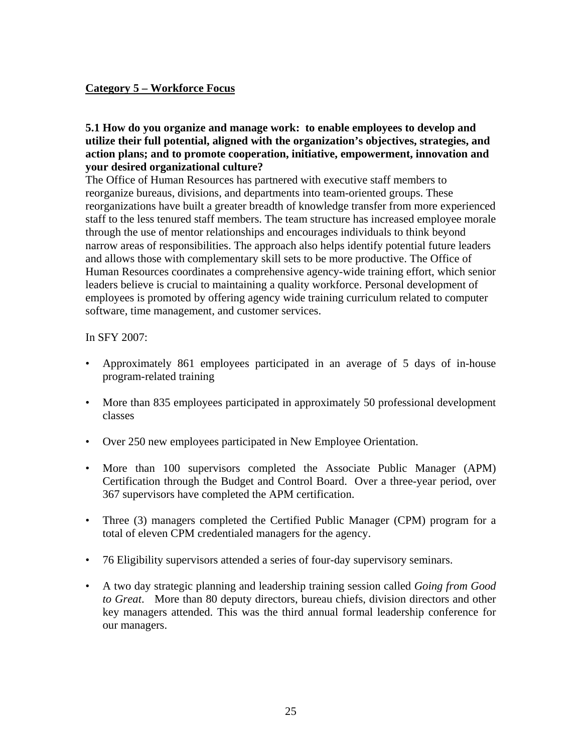## Category 5 – Workforce Focus

**5.1 How do you organize and manage work: to enable employees to develop and utilize their full potential, aligned with the organization's objectives, strategies, and action plans; and to promote cooperation, initiative, empowerment, innovation and your desired organizational culture?**

The Office of Human Resources has partnered with executive staff members to reorganize bureaus, divisions, and departments into team-oriented groups. These reorganizations have built a greater breadth of knowledge transfer from more experienced staff to the less tenured staff members. The team structure has increased employee morale through the use of mentor relationships and encourages individuals to think beyond narrow areas of responsibilities. The approach also helps identify potential future leaders and allows those with complementary skill sets to be more productive. The Office of Human Resources coordinates a comprehensive agency-wide training effort, which senior leaders believe is crucial to maintaining a quality workforce. Personal development of employees is promoted by offering agency wide training curriculum related to computer software, time management, and customer services.

In SFY 2007:

- Approximately 861 employees participated in an average of 5 days of in-house program-related training
- More than 835 employees participated in approximately 50 professional development classes
- Over 250 new employees participated in New Employee Orientation.
- More than 100 supervisors completed the Associate Public Manager (APM) Certification through the Budget and Control Board. Over a three-year period, over 367 supervisors have completed the APM certification.
- Three (3) managers completed the Certified Public Manager (CPM) program for a total of eleven CPM credentialed managers for the agency.
- 76 Eligibility supervisors attended a series of four-day supervisory seminars.
- A two day strategic planning and leadership training session called *Going from Good to Great*. More than 80 deputy directors, bureau chiefs, division directors and other key managers attended. This was the third annual formal leadership conference for our managers.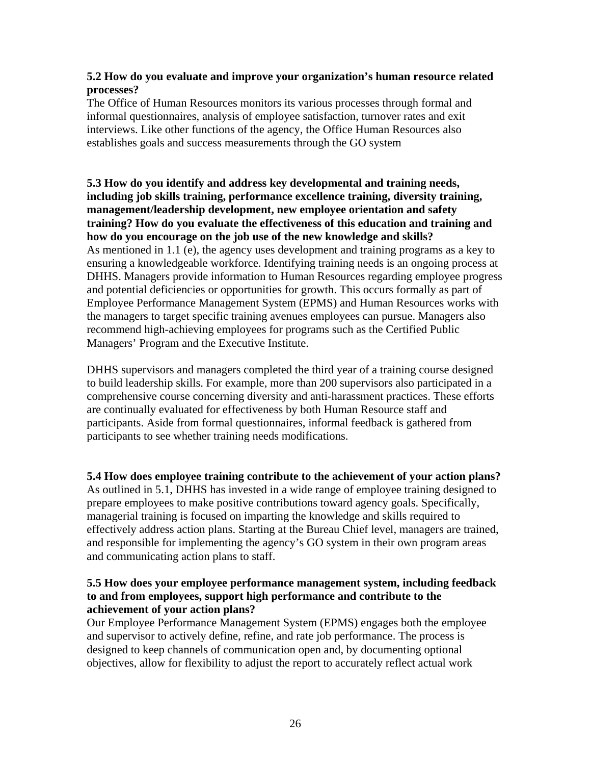**5.2 How do you evaluate and improve your organization's human resource related processes?**

The Office of Human Resources monitors its various processes through formal and informal questionnaires, analysis of employee satisfaction, turnover rates and exit interviews. Like other functions of the agency, the Office Human Resources also establishes goals and success measurements through the GO system

**5.3 How do you identify and address key developmental and training needs, including job skills training, performance excellence training, diversity training, management/leadership development, new employee orientation and safety training? How do you evaluate the effectiveness of this education and training and how do you encourage on the job use of the new knowledge and skills?**

As mentioned in 1.1 (e), the agency uses development and training programs as a key to ensuring a knowledgeable workforce. Identifying training needs is an ongoing process at DHHS. Managers provide information to Human Resources regarding employee progress and potential deficiencies or opportunities for growth. This occurs formally as part of Employee Performance Management System (EPMS) and Human Resources works with the managers to target specific training avenues employees can pursue. Managers also recommend high-achieving employees for programs such as the Certified Public Managers' Program and the Executive Institute.

DHHS supervisors and managers completed the third year of a training course designed to build leadership skills. For example, more than 200 supervisors also participated in a comprehensive course concerning diversity and anti-harassment practices. These efforts are continually evaluated for effectiveness by both Human Resource staff and participants. Aside from formal questionnaires, informal feedback is gathered from participants to see whether training needs modifications.

**5.4 How does employee training contribute to the achievement of your action plans?**

As outlined in 5.1, DHHS has invested in a wide range of employee training designed to prepare employees to make positive contributions toward agency goals. Specifically, managerial training is focused on imparting the knowledge and skills required to effectively address action plans. Starting at the Bureau Chief level, managers are trained, and responsible for implementing the agency's GO system in their own program areas and communicating action plans to staff.

**5.5 How does your employee performance management system, including feedback to and from employees, support high performance and contribute to the achievement of your action plans?**

Our Employee Performance Management System (EPMS) engages both the employee and supervisor to actively define, refine, and rate job performance. The process is designed to keep channels of communication open and, by documenting optional objectives, allow for flexibility to adjust the report to accurately reflect actual work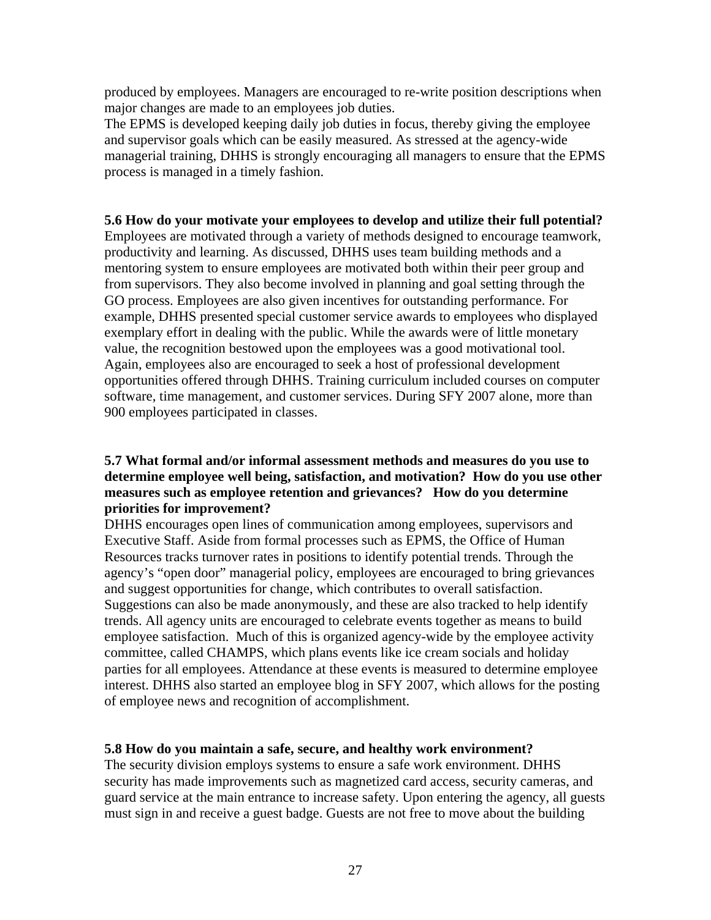produced by employees. Managers are encouraged to re-write position descriptions when major changes are made to an employees job duties.

The EPMS is developed keeping daily job duties in focus, thereby giving the employee and supervisor goals which can be easily measured. As stressed at the agency-wide managerial training, DHHS is strongly encouraging all managers to ensure that the EPMS process is managed in a timely fashion.

**5.6 How do your motivate your employees to develop and utilize their full potential?**

Employees are motivated through a variety of methods designed to encourage teamwork, productivity and learning. As discussed, DHHS uses team building methods and a mentoring system to ensure employees are motivated both within their peer group and from supervisors. They also become involved in planning and goal setting through the GO process. Employees are also given incentives for outstanding performance. For example, DHHS presented special customer service awards to employees who displayed exemplary effort in dealing with the public. While the awards were of little monetary value, the recognition bestowed upon the employees was a good motivational tool. Again, employees also are encouraged to seek a host of professional development opportunities offered through DHHS. Training curriculum included courses on computer software, time management, and customer services. During SFY 2007 alone, more than 900 employees participated in classes.

**5.7 What formal and/or informal assessment methods and measures do you use to determine employee well being, satisfaction, and motivation? How do you use other measures such as employee retention and grievances? How do you determine priorities for improvement?**

DHHS encourages open lines of communication among employees, supervisors and Executive Staff. Aside from formal processes such as EPMS, the Office of Human Resources tracks turnover rates in positions to identify potential trends. Through the agency's "open door" managerial policy, employees are encouraged to bring grievances and suggest opportunities for change, which contributes to overall satisfaction. Suggestions can also be made anonymously, and these are also tracked to help identify trends. All agency units are encouraged to celebrate events together as means to build employee satisfaction. Much of this is organized agency-wide by the employee activity committee, called CHAMPS, which plans events like ice cream socials and holiday parties for all employees. Attendance at these events is measured to determine employee interest. DHHS also started an employee blog in SFY 2007, which allows for the posting of employee news and recognition of accomplishment.

**5.8 How do you maintain a safe, secure, and healthy work environment?**

The security division employs systems to ensure a safe work environment. DHHS security has made improvements such as magnetized card access, security cameras, and guard service at the main entrance to increase safety. Upon entering the agency, all guests must sign in and receive a guest badge. Guests are not free to move about the building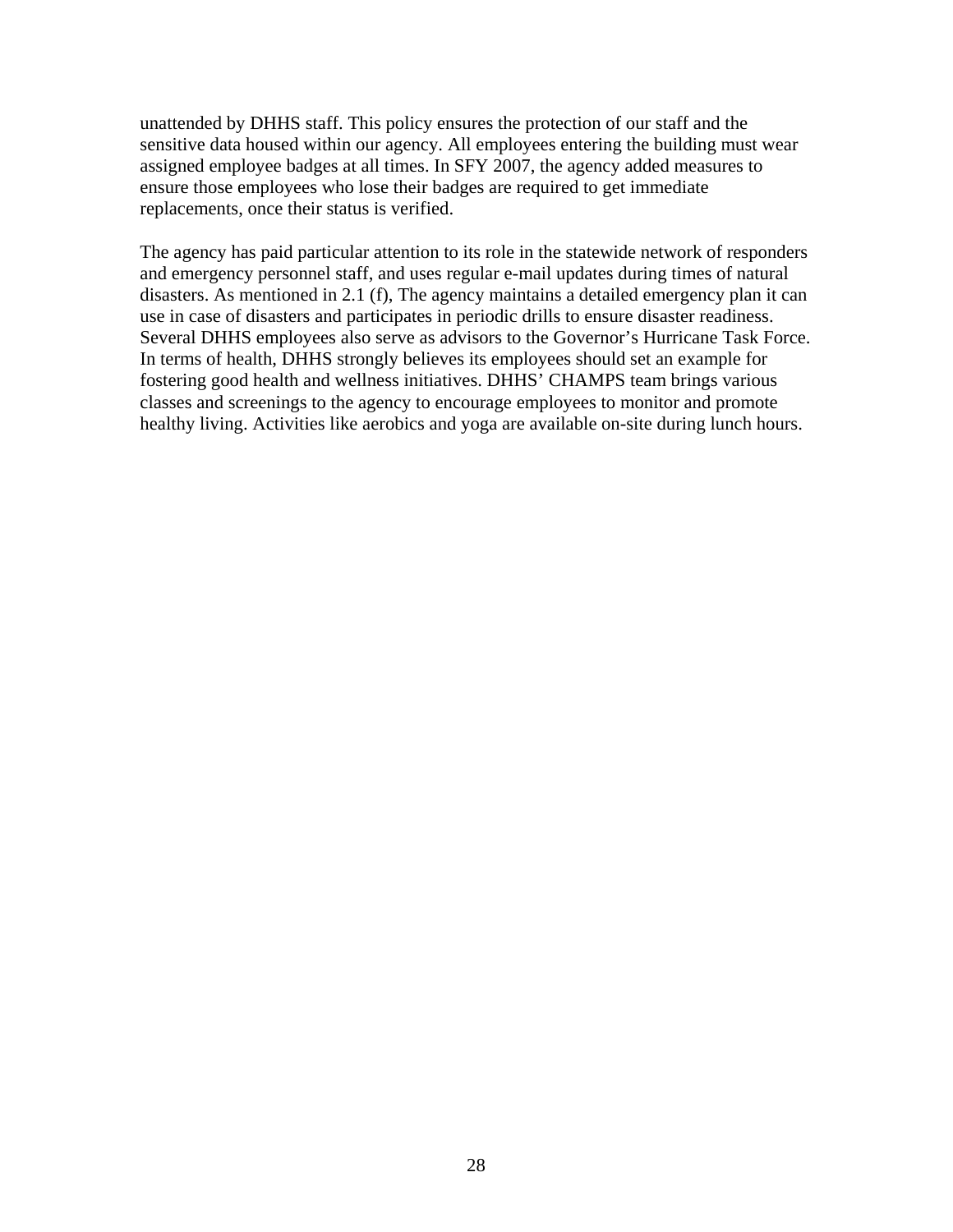unattended by DHHS staff. This policy ensures the protection of our staff and the sensitive data housed within our agency. All employees entering the building must wear assigned employee badges at all times. In SFY 2007, the agency added measures to ensure those employees who lose their badges are required to get immediate replacements, once their status is verified.

The agency has paid particular attention to its role in the statewide network of responders and emergency personnel staff, and uses regular e-mail updates during times of natural disasters. As mentioned in 2.1 (f), The agency maintains a detailed emergency plan it can use in case of disasters and participates in periodic drills to ensure disaster readiness. Several DHHS employees also serve as advisors to the Governor's Hurricane Task Force. In terms of health, DHHS strongly believes its employees should set an example for fostering good health and wellness initiatives. DHHS' CHAMPS team brings various classes and screenings to the agency to encourage employees to monitor and promote healthy living. Activities like aerobics and yoga are available on-site during lunch hours.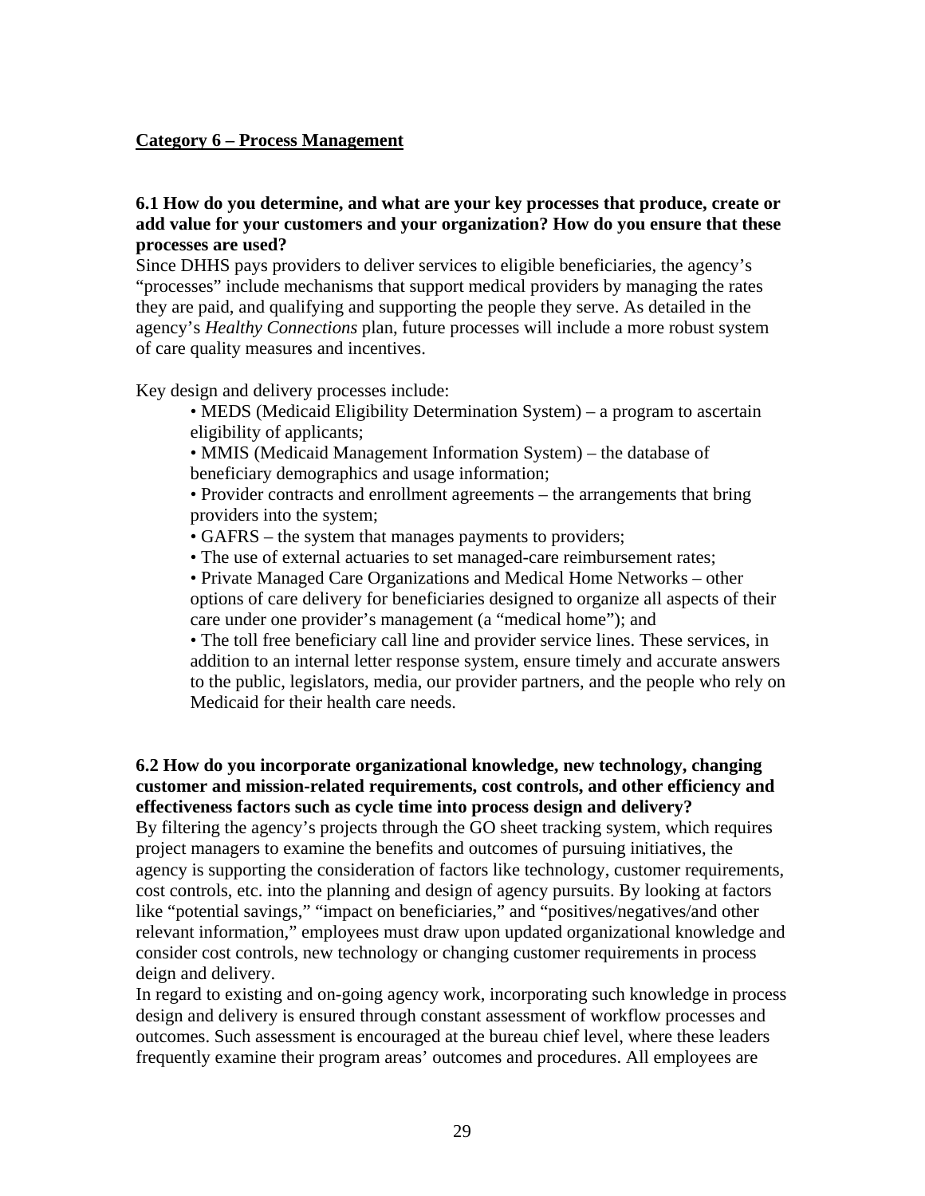**Category 6 – Process Management**

**6.1 How do you determine, and what are your key processes that produce, create or add value for your customers and your organization? How do you ensure that these processes are used?**

Since DHHS pays providers to deliver services to eligible beneficiaries, the agency's "processes" include mechanisms that support medical providers by managing the rates they are paid, and qualifying and supporting the people they serve. As detailed in the agency's *Healthy Connections* plan, future processes will include a more robust system of care quality measures and incentives.

Key design and delivery processes include:

- MEDS (Medicaid Eligibility Determination System) – a program to ascertain eligibility of applicants;
- MMIS (Medicaid Management Information System) – the database of beneficiary demographics and usage information;
- Provider contracts and enrollment agreements – the arrangements that bring providers into the system;
- GAFRS – the system that manages payments to providers;
- The use of external actuaries to set managed-care reimbursement rates;
- Private Managed Care Organizations and Medical Home Networks – other options of care delivery for beneficiaries designed to organize all aspects of their care under one provider's management (a "medical home"); and
- The toll free beneficiary call line and provider service lines. These services, in addition to an internal letter response system, ensure timely and accurate answers to the public, legislators, media, our provider partners, and the people who rely on Medicaid for their health care needs.

**6.2 How do you incorporate organizational knowledge, new technology, changing customer and mission-related requirements, cost controls, and other efficiency and effectiveness factors such as cycle time into process design and delivery?**

By filtering the agency's projects through the GO sheet tracking system, which requires project managers to examine the benefits and outcomes of pursuing initiatives, the agency is supporting the consideration of factors like technology, customer requirements, cost controls, etc. into the planning and design of agency pursuits. By looking at factors like "potential savings," "impact on beneficiaries," and "positives/negatives/and other relevant information," employees must draw upon updated organizational knowledge and consider cost controls, new technology or changing customer requirements in process deign and delivery.

In regard to existing and on-going agency work, incorporating such knowledge in process design and delivery is ensured through constant assessment of workflow processes and outcomes. Such assessment is encouraged at the bureau chief level, where these leaders frequently examine their program areas' outcomes and procedures. All employees are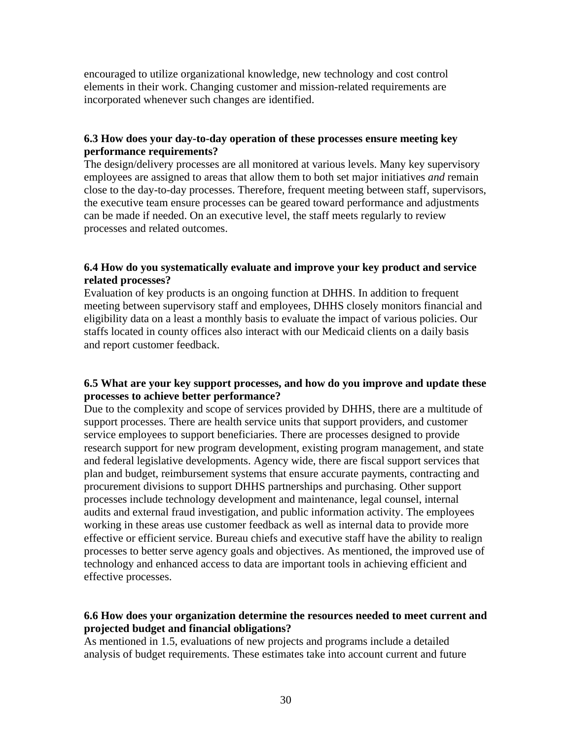encouraged to utilize organizational knowledge, new technology and cost control elements in their work. Changing customer and mission-related requirements are incorporated whenever such changes are identified.

**6.3 How does your day-to-day operation of these processes ensure meeting key performance requirements?**

The design/delivery processes are all monitored at various levels. Many key supervisory employees are assigned to areas that allow them to both set major initiatives *and* remain close to the day-to-day processes. Therefore, frequent meeting between staff, supervisors, the executive team ensure processes can be geared toward performance and adjustments can be made if needed. On an executive level, the staff meets regularly to review processes and related outcomes.

**6.4 How do you systematically evaluate and improve your key product and service related processes?**

Evaluation of key products is an ongoing function at DHHS. In addition to frequent meeting between supervisory staff and employees, DHHS closely monitors financial and eligibility data on a least a monthly basis to evaluate the impact of various policies. Our staffs located in county offices also interact with our Medicaid clients on a daily basis and report customer feedback.

**6.5 What are your key support processes, and how do you improve and update these processes to achieve better performance?**

Due to the complexity and scope of services provided by DHHS, there are a multitude of support processes. There are health service units that support providers, and customer service employees to support beneficiaries. There are processes designed to provide research support for new program development, existing program management, and state and federal legislative developments. Agency wide, there are fiscal support services that plan and budget, reimbursement systems that ensure accurate payments, contracting and procurement divisions to support DHHS partnerships and purchasing. Other support processes include technology development and maintenance, legal counsel, internal audits and external fraud investigation, and public information activity. The employees working in these areas use customer feedback as well as internal data to provide more effective or efficient service. Bureau chiefs and executive staff have the ability to realign processes to better serve agency goals and objectives. As mentioned, the improved use of technology and enhanced access to data are important tools in achieving efficient and effective processes.

**6.6 How does your organization determine the resources needed to meet current and projected budget and financial obligations?**

As mentioned in 1.5, evaluations of new projects and programs include a detailed analysis of budget requirements. These estimates take into account current and future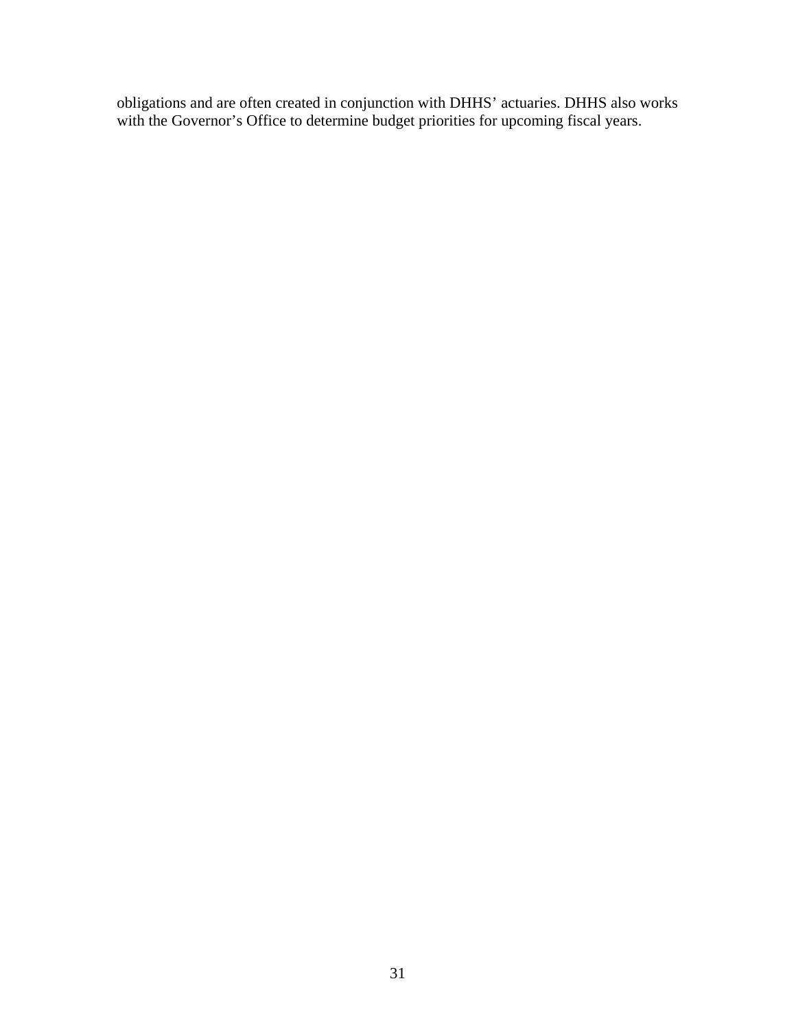obligations and are often created in conjunction with DHHS' actuaries. DHHS also works with the Governor's Office to determine budget priorities for upcoming fiscal years.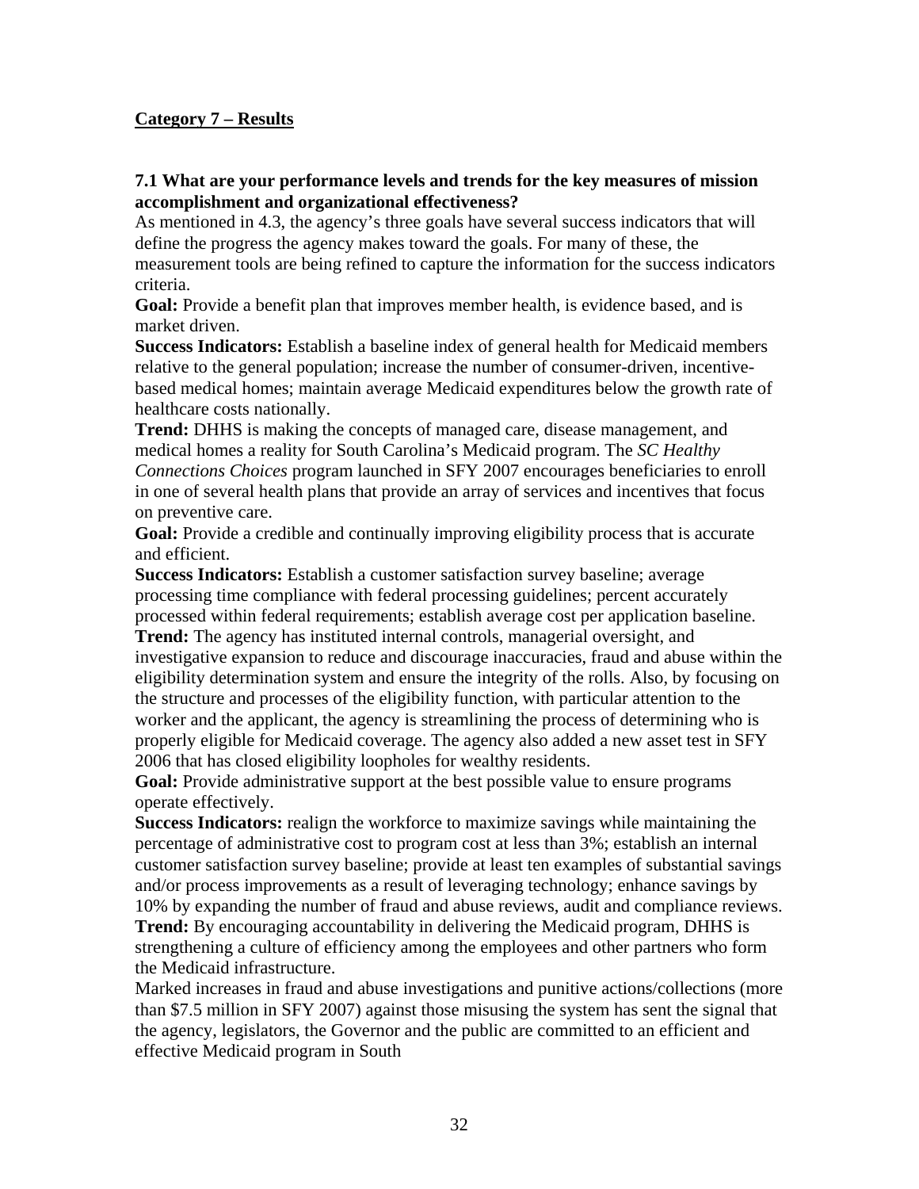## Category 7 – Results

**7.1 What are your performance levels and trends for the key measures of mission accomplishment and organizational effectiveness?**

As mentioned in 4.3, the agency's three goals have several success indicators that will define the progress the agency makes toward the goals. For many of these, the measurement tools are being refined to capture the information for the success indicators criteria.

**Goal:** Provide a benefit plan that improves member health, is evidence based, and is market driven.

**Success Indicators:** Establish a baseline index of general health for Medicaid members relative to the general population; increase the number of consumer-driven, incentive-based medical homes; maintain average Medicaid expenditures below the growth rate of healthcare costs nationally.

**Trend:** DHHS is making the concepts of managed care, disease management, and medical homes a reality for South Carolina's Medicaid program. The *SC Healthy Connections Choices* program launched in SFY 2007 encourages beneficiaries to enroll in one of several health plans that provide an array of services and incentives that focus on preventive care.

**Goal:** Provide a credible and continually improving eligibility process that is accurate and efficient.

**Success Indicators:** Establish a customer satisfaction survey baseline; average processing time compliance with federal processing guidelines; percent accurately processed within federal requirements; establish average cost per application baseline.

**Trend:** The agency has instituted internal controls, managerial oversight, and investigative expansion to reduce and discourage inaccuracies, fraud and abuse within the eligibility determination system and ensure the integrity of the rolls. Also, by focusing on the structure and processes of the eligibility function, with particular attention to the worker and the applicant, the agency is streamlining the process of determining who is properly eligible for Medicaid coverage. The agency also added a new asset test in SFY 2006 that has closed eligibility loopholes for wealthy residents.

**Goal:** Provide administrative support at the best possible value to ensure programs operate effectively.

**Success Indicators:** realign the workforce to maximize savings while maintaining the percentage of administrative cost to program cost at less than 3%; establish an internal customer satisfaction survey baseline; provide at least ten examples of substantial savings and/or process improvements as a result of leveraging technology; enhance savings by 10% by expanding the number of fraud and abuse reviews, audit and compliance reviews.

**Trend:** By encouraging accountability in delivering the Medicaid program, DHHS is strengthening a culture of efficiency among the employees and other partners who form the Medicaid infrastructure.

Marked increases in fraud and abuse investigations and punitive actions/collections (more than $7.5 million in SFY 2007) against those misusing the system has sent the signal that the agency, legislators, the Governor and the public are committed to an efficient and effective Medicaid program in South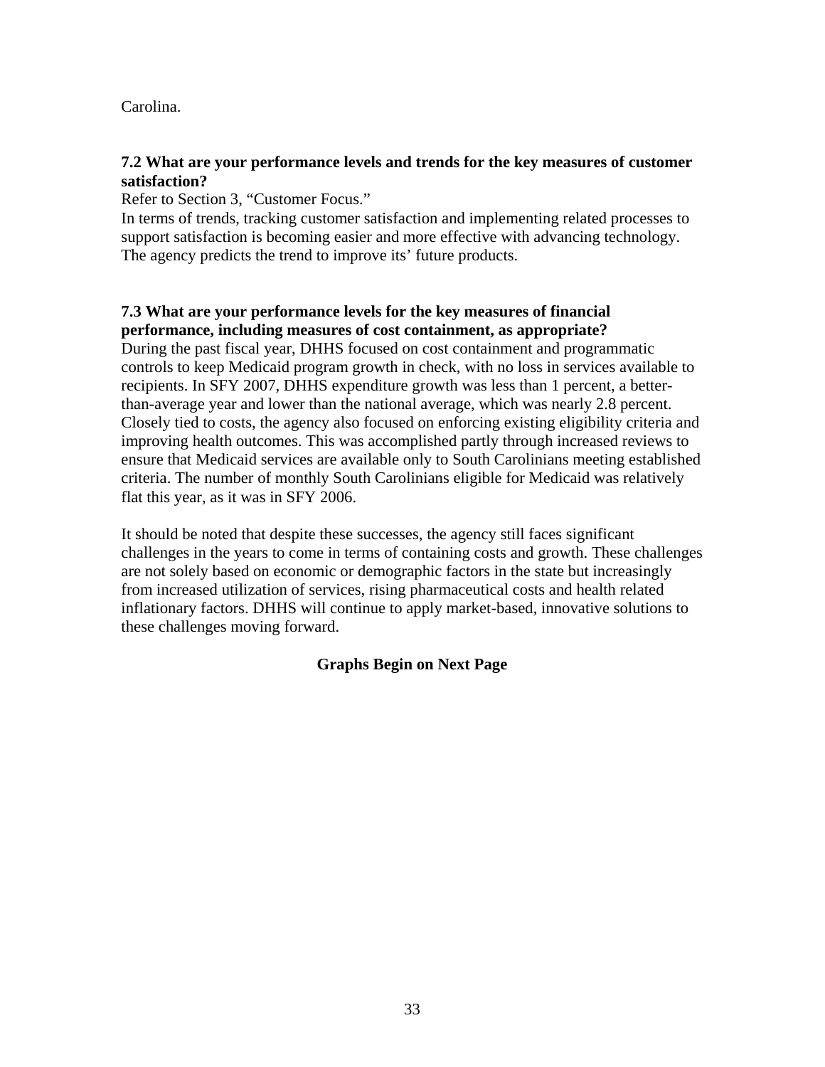Carolina.

**7.2 What are your performance levels and trends for the key measures of customer satisfaction?**

Refer to Section 3, "Customer Focus."

In terms of trends, tracking customer satisfaction and implementing related processes to support satisfaction is becoming easier and more effective with advancing technology. The agency predicts the trend to improve its' future products.

**7.3 What are your performance levels for the key measures of financial performance, including measures of cost containment, as appropriate?**

During the past fiscal year, DHHS focused on cost containment and programmatic controls to keep Medicaid program growth in check, with no loss in services available to recipients. In SFY 2007, DHHS expenditure growth was less than 1 percent, a better-than-average year and lower than the national average, which was nearly 2.8 percent. Closely tied to costs, the agency also focused on enforcing existing eligibility criteria and improving health outcomes. This was accomplished partly through increased reviews to ensure that Medicaid services are available only to South Carolinians meeting established criteria. The number of monthly South Carolinians eligible for Medicaid was relatively flat this year, as it was in SFY 2006.

It should be noted that despite these successes, the agency still faces significant challenges in the years to come in terms of containing costs and growth. These challenges are not solely based on economic or demographic factors in the state but increasingly from increased utilization of services, rising pharmaceutical costs and health related inflationary factors. DHHS will continue to apply market-based, innovative solutions to these challenges moving forward.

**Graphs Begin on Next Page**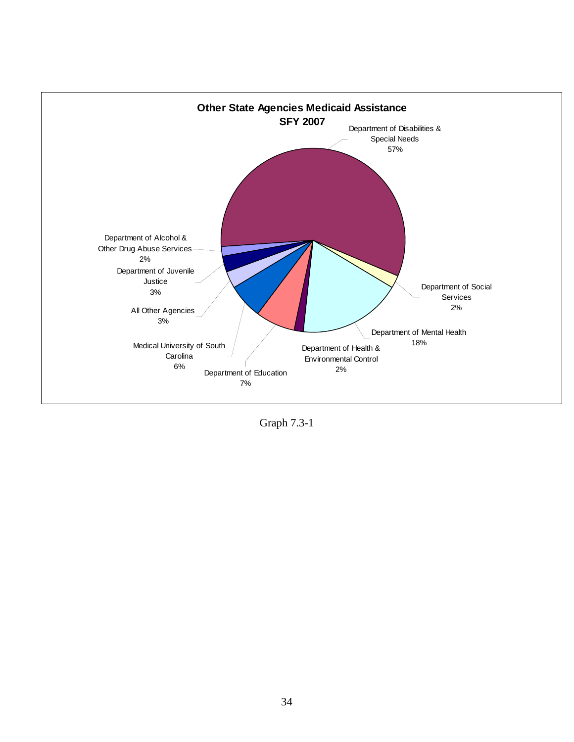**Other State Agencies Medicaid Assistance**
**SFY 2007**

| Agency | Percentage |
| --- | --- |
| Department of Disabilities & Special Needs | 57% |
| Department of Social Services | 2% |
| Department of Mental Health | 18% |
| Department of Health & Environmental Control | 2% |
| Department of Education | 7% |
| Medical University of South Carolina | 6% |
| All Other Agencies | 3% |
| Department of Juvenile Justice | 3% |
| Department of Alcohol & Other Drug Abuse Services | 2% |

Graph 7.3-1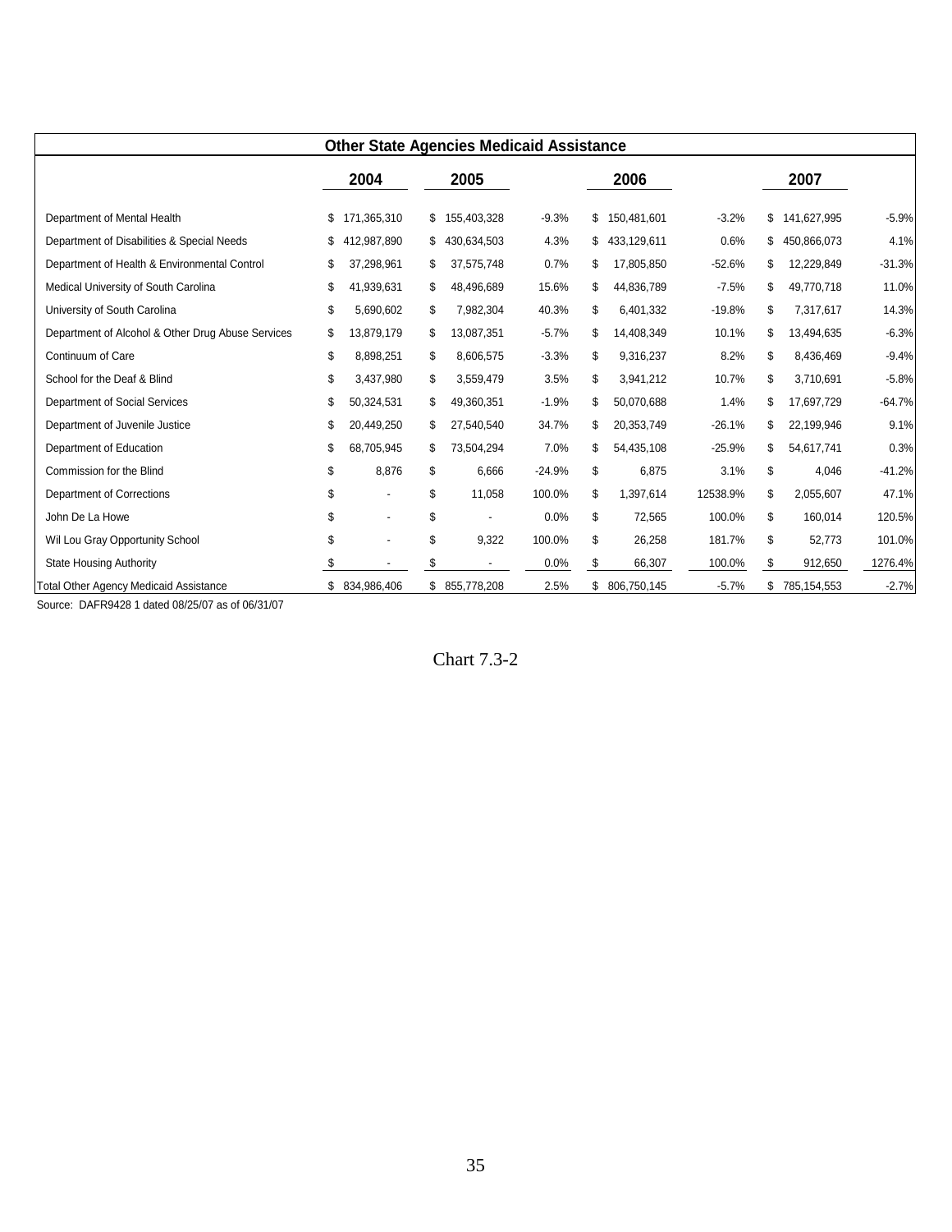| Other State Agencies Medicaid Assistance | | | | | | | |
|---|---|---|---|---|---|---|---|
| | 2004 | 2005 | | 2006 | | 2007 | |
| Department of Mental Health | $ 171,365,310 | $ 155,403,328 | -9.3% | $ 150,481,601 | -3.2% | $ 141,627,995 | -5.9% |
| Department of Disabilities & Special Needs | $ 412,987,890 | $ 430,634,503 | 4.3% | $ 433,129,611 | 0.6% | $ 450,866,073 | 4.1% |
| Department of Health & Environmental Control | $ 37,298,961 | $ 37,575,748 | 0.7% | $ 17,805,850 | -52.6% | $ 12,229,849 | -31.3% |
| Medical University of South Carolina | $ 41,939,631 | $ 48,496,689 | 15.6% | $ 44,836,789 | -7.5% | $ 49,770,718 | 11.0% |
| University of South Carolina | $ 5,690,602 | $ 7,982,304 | 40.3% | $ 6,401,332 | -19.8% | $ 7,317,617 | 14.3% |
| Department of Alcohol & Other Drug Abuse Services | $ 13,879,179 | $ 13,087,351 | -5.7% | $ 14,408,349 | 10.1% | $ 13,494,635 | -6.3% |
| Continuum of Care | $ 8,898,251 | $ 8,606,575 | -3.3% | $ 9,316,237 | 8.2% | $ 8,436,469 | -9.4% |
| School for the Deaf & Blind | $ 3,437,980 | $ 3,559,479 | 3.5% | $ 3,941,212 | 10.7% | $ 3,710,691 | -5.8% |
| Department of Social Services | $ 50,324,531 | $ 49,360,351 | -1.9% | $ 50,070,688 | 1.4% | $ 17,697,729 | -64.7% |
| Department of Juvenile Justice | $ 20,449,250 | $ 27,540,540 | 34.7% | $ 20,353,749 | -26.1% | $ 22,199,946 | 9.1% |
| Department of Education | $ 68,705,945 | $ 73,504,294 | 7.0% | $ 54,435,108 | -25.9% | $ 54,617,741 | 0.3% |
| Commission for the Blind | $ 8,876 | $ 6,666 | -24.9% | $ 6,875 | 3.1% | $ 4,046 | -41.2% |
| Department of Corrections | $ - | $ 11,058 | 100.0% | $ 1,397,614 | 12538.9% | $ 2,055,607 | 47.1% |
| John De La Howe | $ - | $ - | 0.0% | $ 72,565 | 100.0% | $ 160,014 | 120.5% |
| Wil Lou Gray Opportunity School | $ - | $ 9,322 | 100.0% | $ 26,258 | 181.7% | $ 52,773 | 101.0% |
| State Housing Authority | $ - | $ - | 0.0% | $ 66,307 | 100.0% | $ 912,650 | 1276.4% |
| Total Other Agency Medicaid Assistance | $ 834,986,406 | $ 855,778,208 | 2.5% | $ 806,750,145 | -5.7% | $ 785,154,553 | -2.7% |

Source: DAFR9428 1 dated 08/25/07 as of 06/31/07

Chart 7.3-2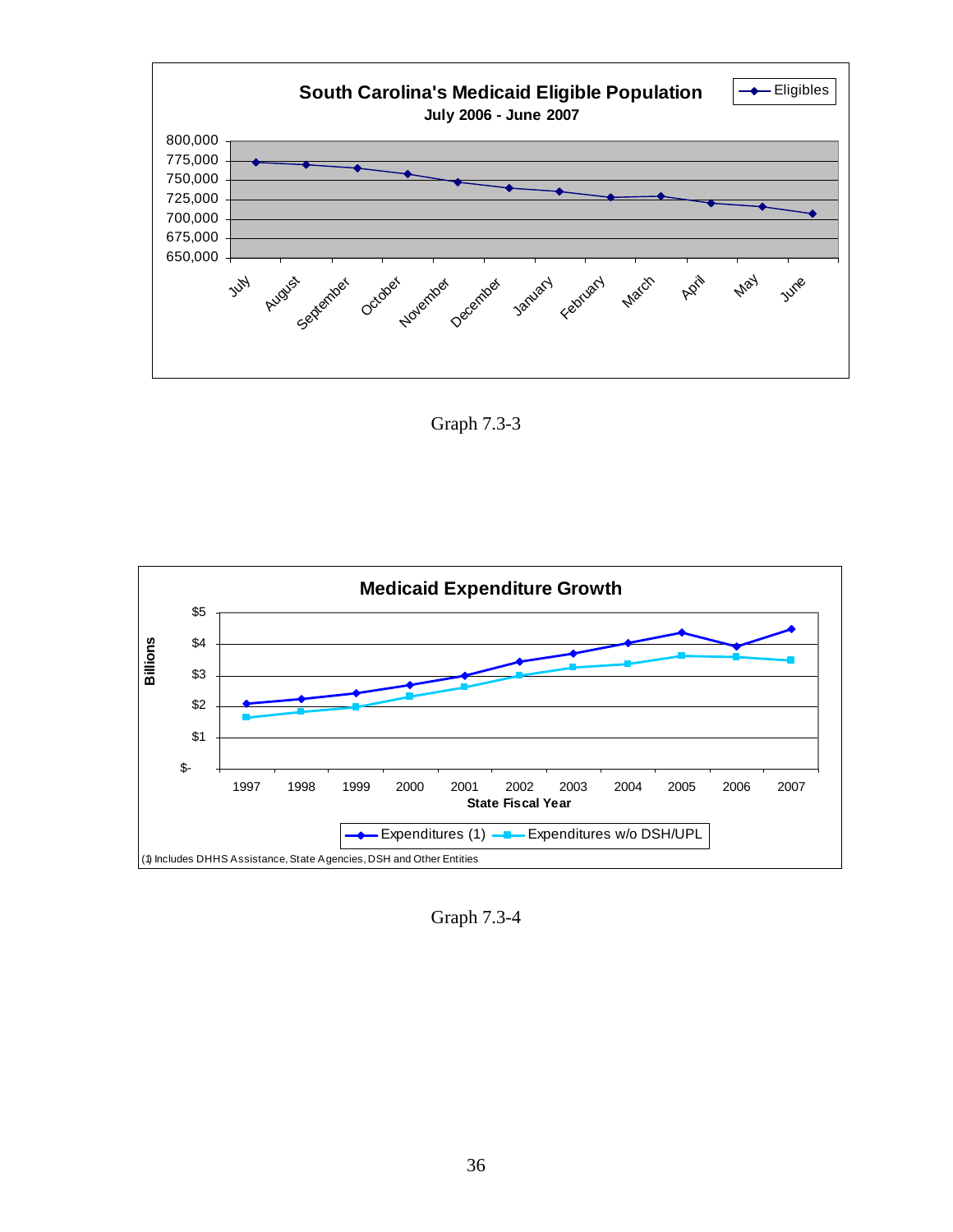**South Carolina's Medicaid Eligible Population**
**July 2006 - June 2007**

Graph 7.3-3

**Medicaid Expenditure Growth**

(1) Includes DHHS Assistance, State Agencies, DSH and Other Entities

Graph 7.3-4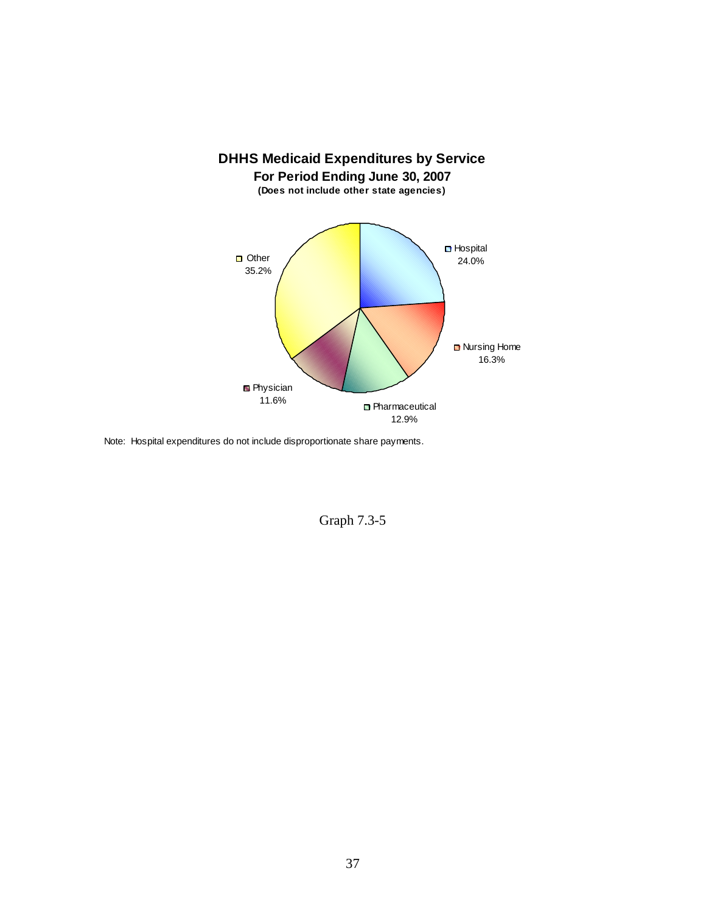**DHHS Medicaid Expenditures by Service**
**For Period Ending June 30, 2007**
**(Does not include other state agencies)**

| Service | Percentage |
|---|---|
| Hospital | 24.0% |
| Nursing Home | 16.3% |
| Pharmaceutical | 12.9% |
| Physician | 11.6% |
| Other | 35.2% |

Note: Hospital expenditures do not include disproportionate share payments.

Graph 7.3-5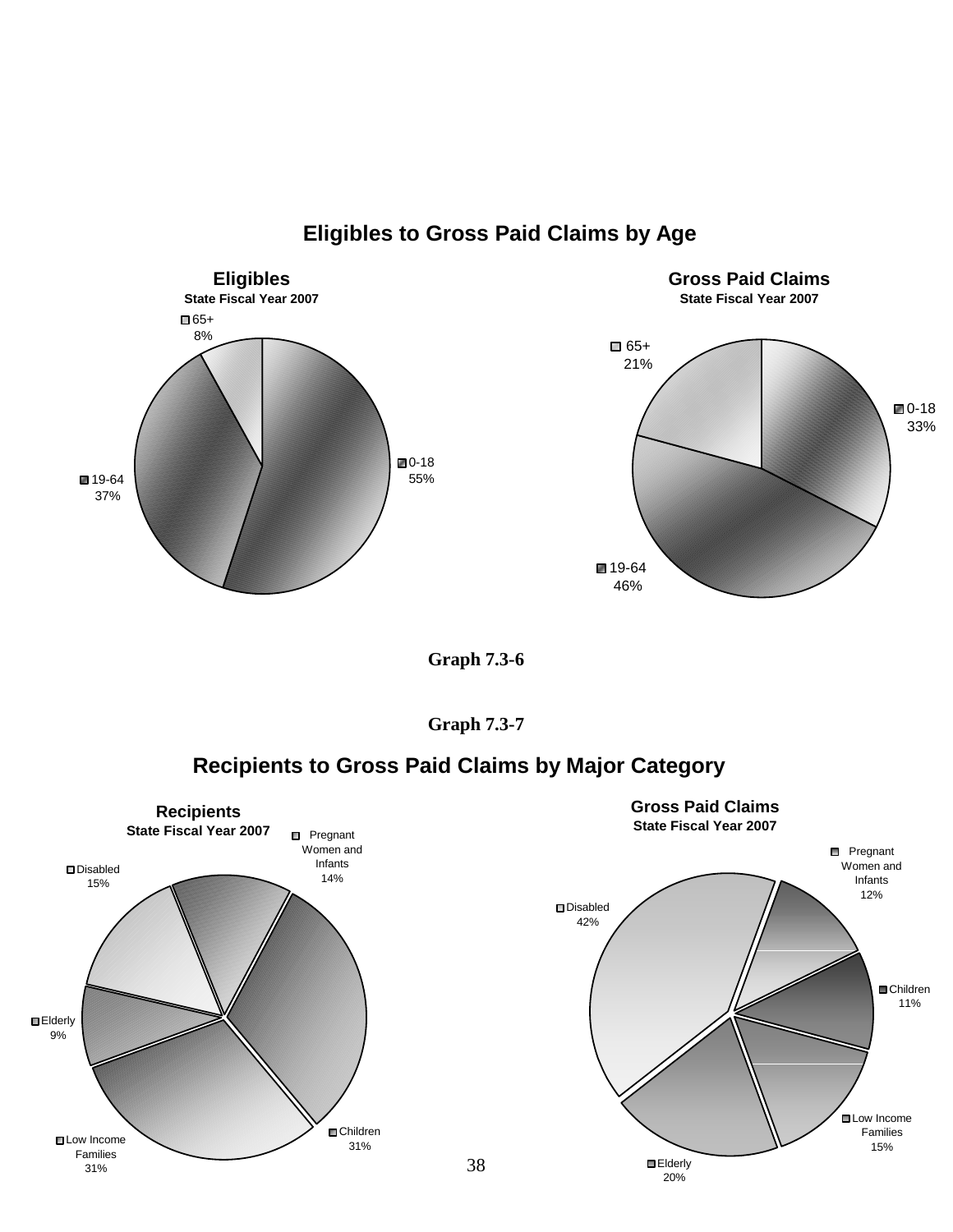## Eligibles to Gross Paid Claims by Age

**Eligibles**
**State Fiscal Year 2007**

65+ 8%

19-64 37%

0-18 55%

**Gross Paid Claims**
**State Fiscal Year 2007**

65+ 21%

0-18 33%

19-64 46%

**Graph 7.3-6**

**Graph 7.3-7**

## Recipients to Gross Paid Claims by Major Category

**Recipients**
**State Fiscal Year 2007**

Pregnant Women and Infants 14%

Disabled 15%

Elderly 9%

Low Income Families 31%

Children 31%

**Gross Paid Claims**
**State Fiscal Year 2007**

Pregnant Women and Infants 12%

Disabled 42%

Children 11%

Low Income Families 15%

Elderly 20%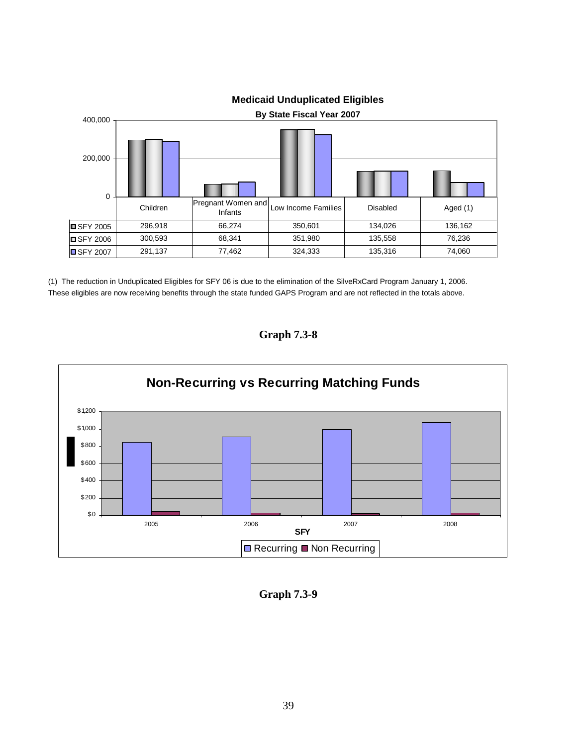**Medicaid Unduplicated Eligibles**

**By State Fiscal Year 2007**

| | Children | Pregnant Women and Infants | Low Income Families | Disabled | Aged (1) |
|---|---|---|---|---|---|
| SFY 2005 | 296,918 | 66,274 | 350,601 | 134,026 | 136,162 |
| SFY 2006 | 300,593 | 68,341 | 351,980 | 135,558 | 76,236 |
| SFY 2007 | 291,137 | 77,462 | 324,333 | 135,316 | 74,060 |

(1) The reduction in Unduplicated Eligibles for SFY 06 is due to the elimination of the SilveRxCard Program January 1, 2006. These eligibles are now receiving benefits through the state funded GAPS Program and are not reflected in the totals above.

**Graph 7.3-8**

**Non-Recurring vs Recurring Matching Funds**

**Graph 7.3-9**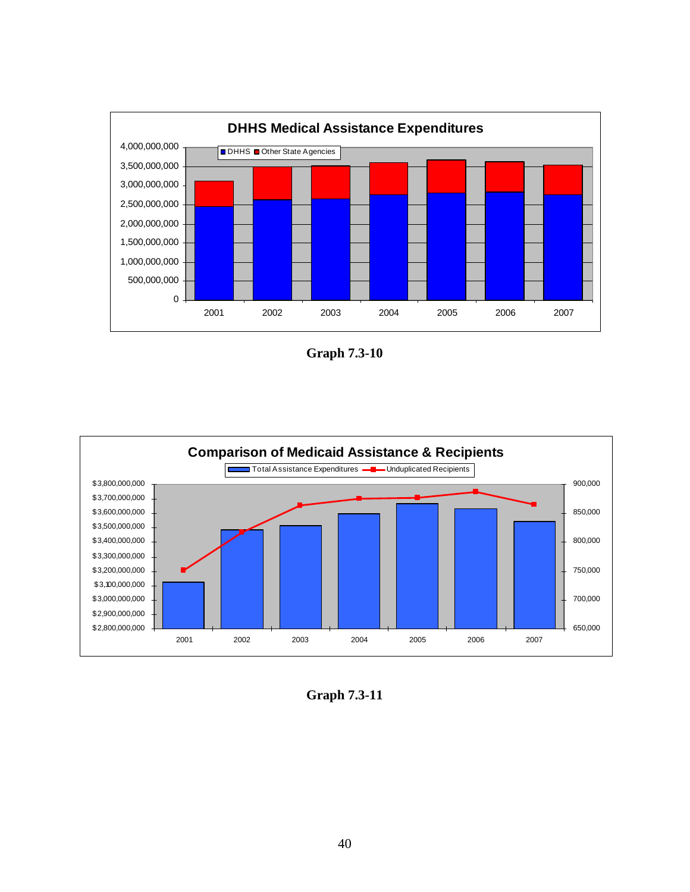**Graph 7.3-10**

**Graph 7.3-11**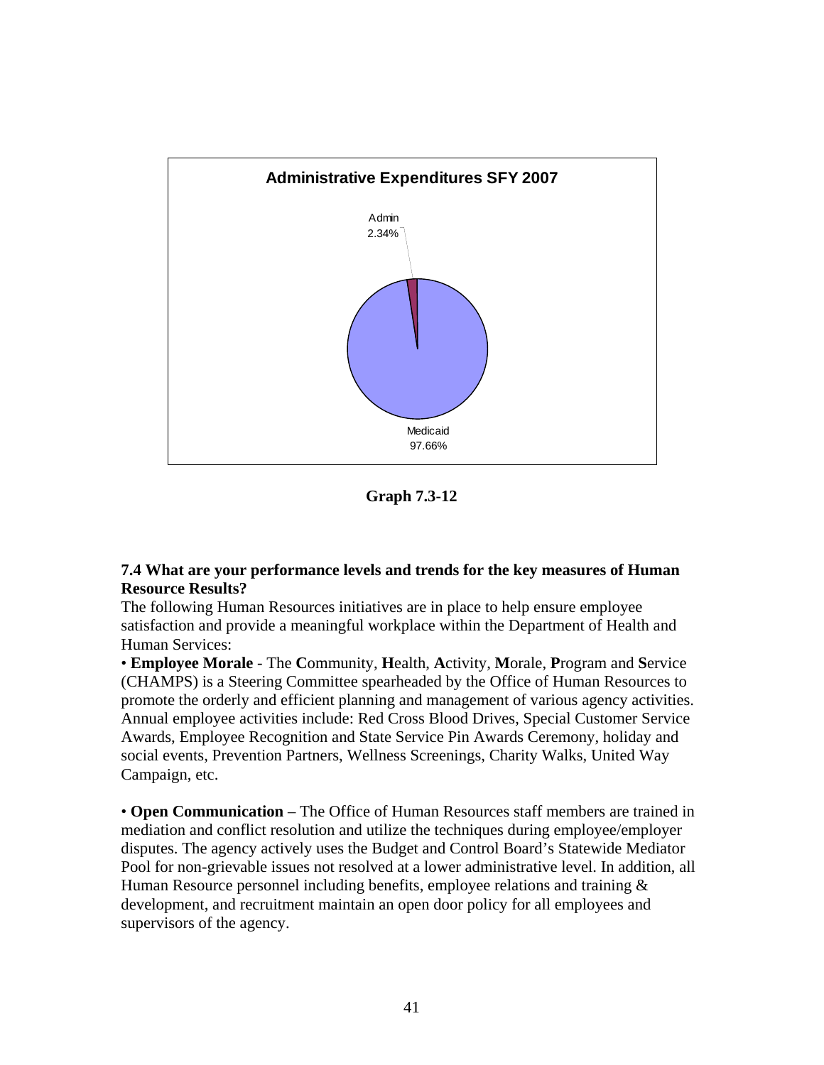**Administrative Expenditures SFY 2007**

Admin 2.34%

Medicaid 97.66%

**Graph 7.3-12**

### 7.4 What are your performance levels and trends for the key measures of Human Resource Results?

The following Human Resources initiatives are in place to help ensure employee satisfaction and provide a meaningful workplace within the Department of Health and Human Services:

• **Employee Morale** - The **C**ommunity, **H**ealth, **A**ctivity, **M**orale, **P**rogram and **S**ervice (CHAMPS) is a Steering Committee spearheaded by the Office of Human Resources to promote the orderly and efficient planning and management of various agency activities. Annual employee activities include: Red Cross Blood Drives, Special Customer Service Awards, Employee Recognition and State Service Pin Awards Ceremony, holiday and social events, Prevention Partners, Wellness Screenings, Charity Walks, United Way Campaign, etc.

• **Open Communication** – The Office of Human Resources staff members are trained in mediation and conflict resolution and utilize the techniques during employee/employer disputes. The agency actively uses the Budget and Control Board's Statewide Mediator Pool for non-grievable issues not resolved at a lower administrative level. In addition, all Human Resource personnel including benefits, employee relations and training & development, and recruitment maintain an open door policy for all employees and supervisors of the agency.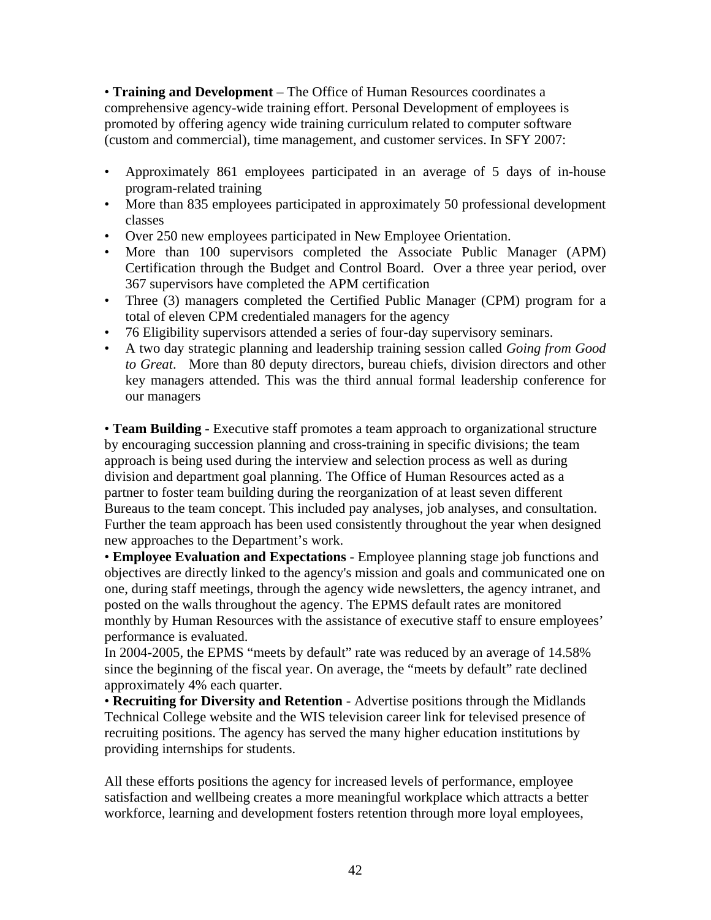• **Training and Development** – The Office of Human Resources coordinates a comprehensive agency-wide training effort. Personal Development of employees is promoted by offering agency wide training curriculum related to computer software (custom and commercial), time management, and customer services. In SFY 2007:

- Approximately 861 employees participated in an average of 5 days of in-house program-related training
- More than 835 employees participated in approximately 50 professional development classes
- Over 250 new employees participated in New Employee Orientation.
- More than 100 supervisors completed the Associate Public Manager (APM) Certification through the Budget and Control Board. Over a three year period, over 367 supervisors have completed the APM certification
- Three (3) managers completed the Certified Public Manager (CPM) program for a total of eleven CPM credentialed managers for the agency
- 76 Eligibility supervisors attended a series of four-day supervisory seminars.
- A two day strategic planning and leadership training session called *Going from Good to Great*. More than 80 deputy directors, bureau chiefs, division directors and other key managers attended. This was the third annual formal leadership conference for our managers

• **Team Building** - Executive staff promotes a team approach to organizational structure by encouraging succession planning and cross-training in specific divisions; the team approach is being used during the interview and selection process as well as during division and department goal planning. The Office of Human Resources acted as a partner to foster team building during the reorganization of at least seven different Bureaus to the team concept. This included pay analyses, job analyses, and consultation. Further the team approach has been used consistently throughout the year when designed new approaches to the Department's work.

• **Employee Evaluation and Expectations** - Employee planning stage job functions and objectives are directly linked to the agency's mission and goals and communicated one on one, during staff meetings, through the agency wide newsletters, the agency intranet, and posted on the walls throughout the agency. The EPMS default rates are monitored monthly by Human Resources with the assistance of executive staff to ensure employees' performance is evaluated.

In 2004-2005, the EPMS "meets by default" rate was reduced by an average of 14.58% since the beginning of the fiscal year. On average, the "meets by default" rate declined approximately 4% each quarter.

• **Recruiting for Diversity and Retention** - Advertise positions through the Midlands Technical College website and the WIS television career link for televised presence of recruiting positions. The agency has served the many higher education institutions by providing internships for students.

All these efforts positions the agency for increased levels of performance, employee satisfaction and wellbeing creates a more meaningful workplace which attracts a better workforce, learning and development fosters retention through more loyal employees,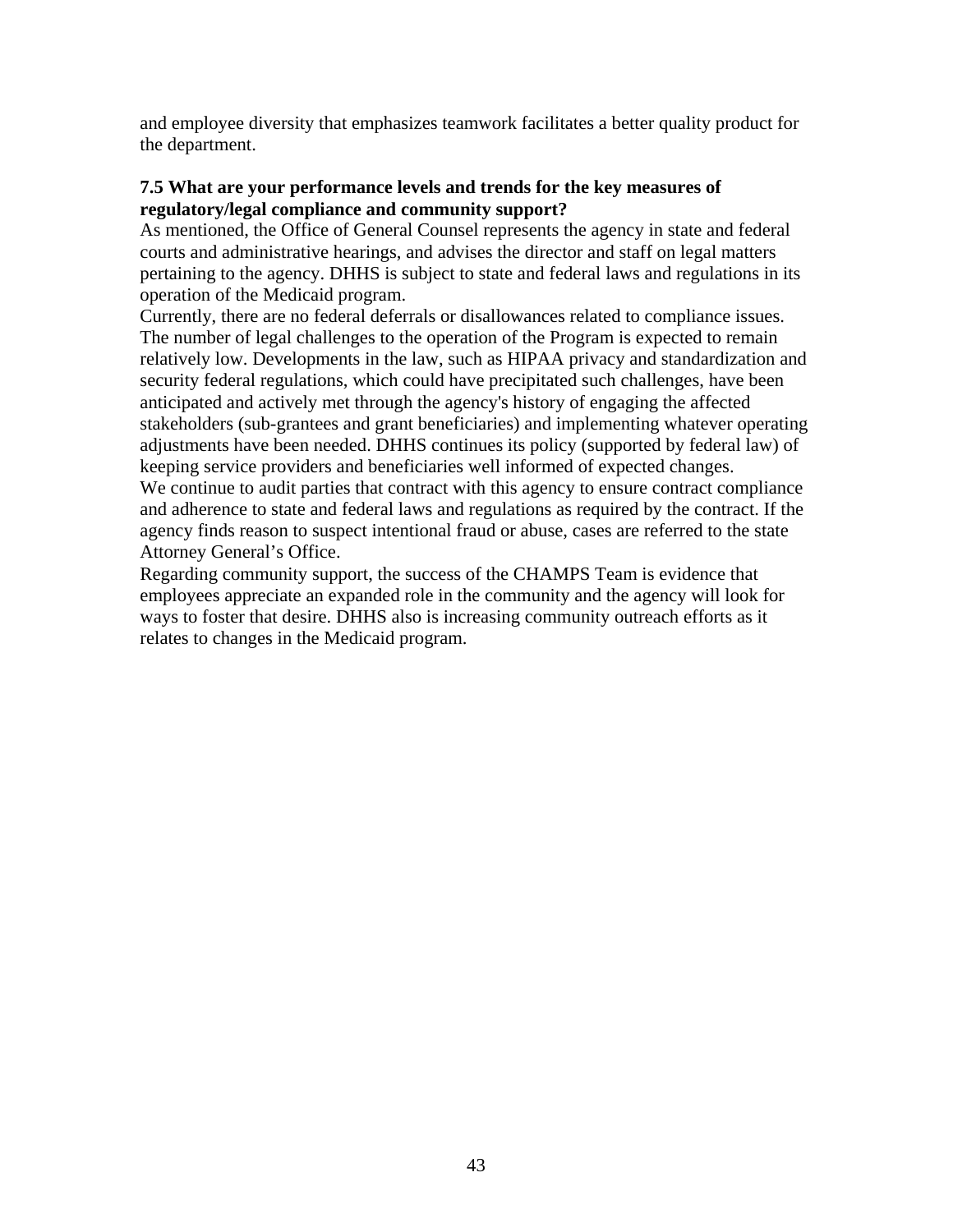and employee diversity that emphasizes teamwork facilitates a better quality product for the department.

**7.5 What are your performance levels and trends for the key measures of regulatory/legal compliance and community support?**

As mentioned, the Office of General Counsel represents the agency in state and federal courts and administrative hearings, and advises the director and staff on legal matters pertaining to the agency. DHHS is subject to state and federal laws and regulations in its operation of the Medicaid program.

Currently, there are no federal deferrals or disallowances related to compliance issues. The number of legal challenges to the operation of the Program is expected to remain relatively low. Developments in the law, such as HIPAA privacy and standardization and security federal regulations, which could have precipitated such challenges, have been anticipated and actively met through the agency's history of engaging the affected stakeholders (sub-grantees and grant beneficiaries) and implementing whatever operating adjustments have been needed. DHHS continues its policy (supported by federal law) of keeping service providers and beneficiaries well informed of expected changes.

We continue to audit parties that contract with this agency to ensure contract compliance and adherence to state and federal laws and regulations as required by the contract. If the agency finds reason to suspect intentional fraud or abuse, cases are referred to the state Attorney General's Office.

Regarding community support, the success of the CHAMPS Team is evidence that employees appreciate an expanded role in the community and the agency will look for ways to foster that desire. DHHS also is increasing community outreach efforts as it relates to changes in the Medicaid program.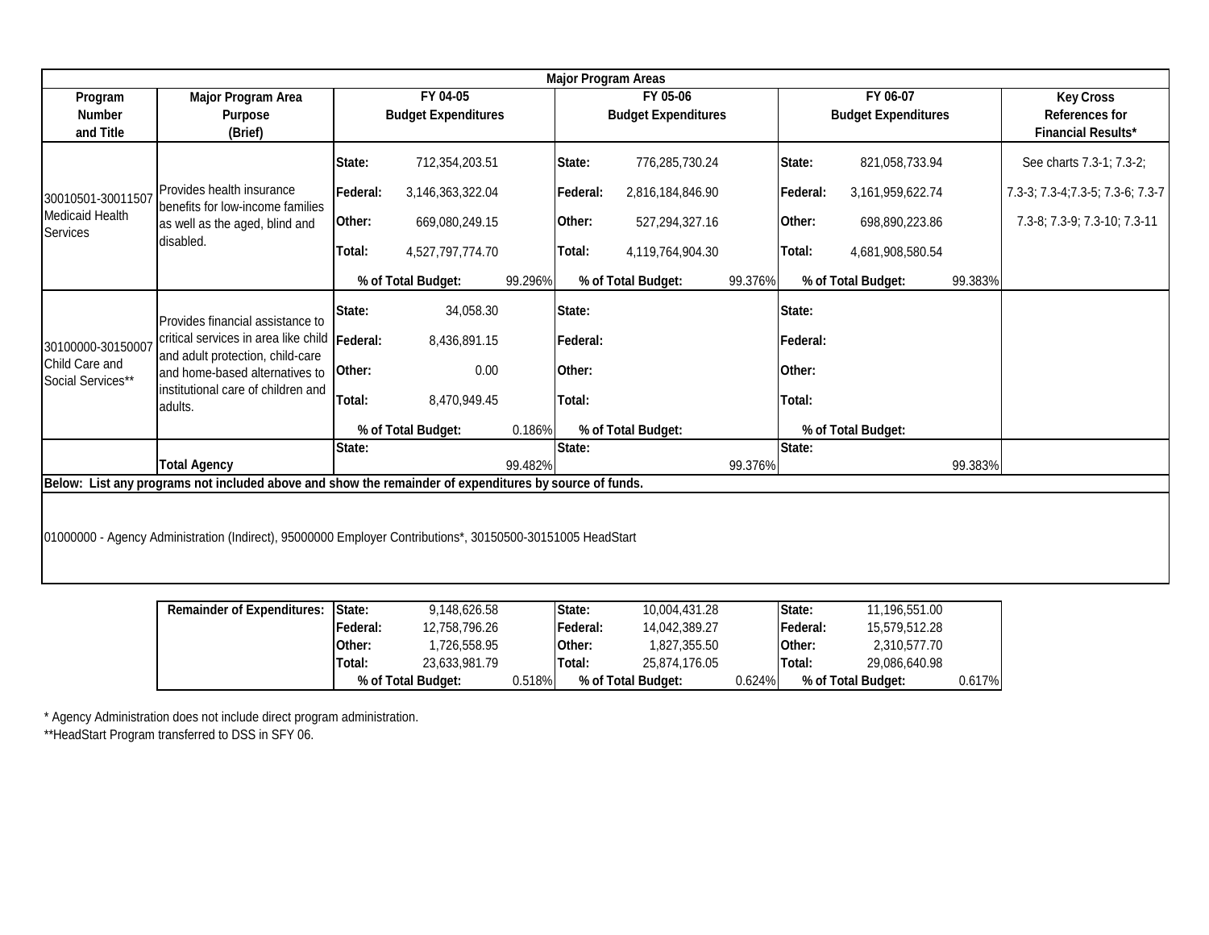| Major Program Areas | | | | | |
|---|---|---|---|---|---|
| **Program Number and Title** | **Major Program Area Purpose (Brief)** | **FY 04-05 Budget Expenditures** | **FY 05-06 Budget Expenditures** | **FY 06-07 Budget Expenditures** | **Key Cross References for Financial Results*** |
| 30010501-30011507 Medicaid Health Services | Provides health insurance benefits for low-income families as well as the aged, blind and disabled. | State: 712,354,203.51<br>Federal: 3,146,363,322.04<br>Other: 669,080,249.15<br>Total: 4,527,797,774.70<br>% of Total Budget: 99.296% | State: 776,285,730.24<br>Federal: 2,816,184,846.90<br>Other: 527,294,327.16<br>Total: 4,119,764,904.30<br>% of Total Budget: 99.376% | State: 821,058,733.94<br>Federal: 3,161,959,622.74<br>Other: 698,890,223.86<br>Total: 4,681,908,580.54<br>% of Total Budget: 99.383% | See charts 7.3-1; 7.3-2; 7.3-3; 7.3-4;7.3-5; 7.3-6; 7.3-7 7.3-8; 7.3-9; 7.3-10; 7.3-11 |
| 30100000-30150007 Child Care and Social Services** | Provides financial assistance to critical services in area like child and adult protection, child-care and home-based alternatives to institutional care of children and adults. | State: 34,058.30<br>Federal: 8,436,891.15<br>Other: 0.00<br>Total: 8,470,949.45<br>% of Total Budget: 0.186% | State:<br>Federal:<br>Other:<br>Total:<br>% of Total Budget: | State:<br>Federal:<br>Other:<br>Total:<br>% of Total Budget: | |
| | **Total Agency** | State:<br>99.482% | State:<br>99.376% | State:<br>99.383% | |

**Below: List any programs not included above and show the remainder of expenditures by source of funds.**

01000000 - Agency Administration (Indirect), 95000000 Employer Contributions*, 30150500-30151005 HeadStart

| | FY 04-05 | FY 05-06 | FY 06-07 |
|---|---|---|---|
| **Remainder of Expenditures:** | State: 9,148,626.58 | State: 10,004,431.28 | State: 11,196,551.00 |
| | Federal: 12,758,796.26 | Federal: 14,042,389.27 | Federal: 15,579,512.28 |
| | Other: 1,726,558.95 | Other: 1,827,355.50 | Other: 2,310,577.70 |
| | Total: 23,633,981.79 | Total: 25,874,176.05 | Total: 29,086,640.98 |
| | % of Total Budget: 0.518% | % of Total Budget: 0.624% | % of Total Budget: 0.617% |

* Agency Administration does not include direct program administration.

**HeadStart Program transferred to DSS in SFY 06.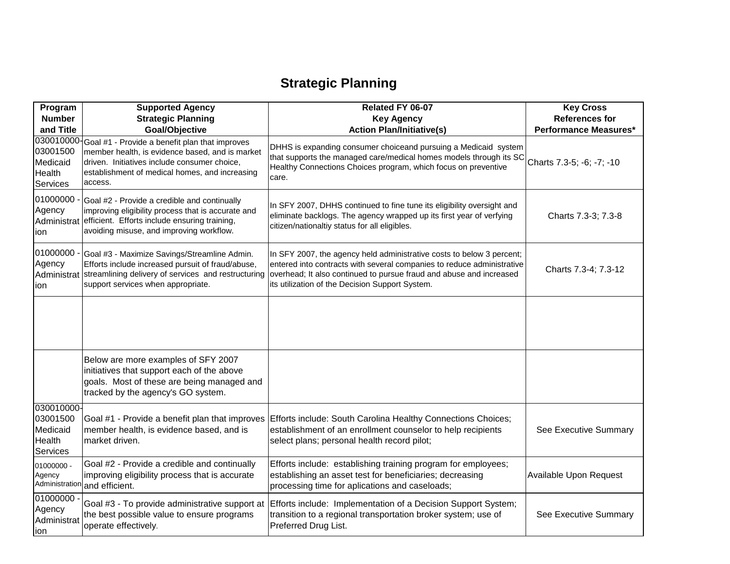## Strategic Planning

| Program Number and Title | Supported Agency Strategic Planning Goal/Objective | Related FY 06-07 Key Agency Action Plan/Initiative(s) | Key Cross References for Performance Measures* |
|---|---|---|---|
| 030010000-03001500 Medicaid Health Services | Goal #1 - Provide a benefit plan that improves member health, is evidence based, and is market driven. Initiatives include consumer choice, establishment of medical homes, and increasing access. | DHHS is expanding consumer choiceand pursuing a Medicaid system that supports the managed care/medical homes models through its SC Healthy Connections Choices program, which focus on preventive care. | Charts 7.3-5; -6; -7; -10 |
| 01000000 - Agency Administration | Goal #2 - Provide a credible and continually improving eligibility process that is accurate and efficient. Efforts include ensuring training, avoiding misuse, and improving workflow. | In SFY 2007, DHHS continued to fine tune its eligibility oversight and eliminate backlogs. The agency wrapped up its first year of verfying citizen/nationaltiy status for all eligibles. | Charts 7.3-3; 7.3-8 |
| 01000000 - Agency Administration | Goal #3 - Maximize Savings/Streamline Admin. Efforts include increased pursuit of fraud/abuse, streamlining delivery of services and restructuring support services when appropriate. | In SFY 2007, the agency held administrative costs to below 3 percent; entered into contracts with several companies to reduce administrative overhead; It also continued to pursue fraud and abuse and increased its utilization of the Decision Support System. | Charts 7.3-4; 7.3-12 |
| | | | |
| | Below are more examples of SFY 2007 initiatives that support each of the above goals. Most of these are being managed and tracked by the agency's GO system. | | |
| 030010000-03001500 Medicaid Health Services | Goal #1 - Provide a benefit plan that improves member health, is evidence based, and is market driven. | Efforts include: South Carolina Healthy Connections Choices; establishment of an enrollment counselor to help recipients select plans; personal health record pilot; | See Executive Summary |
| 01000000 - Agency Administration | Goal #2 - Provide a credible and continually improving eligibility process that is accurate and efficient. | Efforts include: establishing training program for employees; establishing an asset test for beneficiaries; decreasing processing time for aplications and caseloads; | Available Upon Request |
| 01000000 - Agency Administration | Goal #3 - To provide administrative support at the best possible value to ensure programs operate effectively. | Efforts include: Implementation of a Decision Support System; transition to a regional transportation broker system; use of Preferred Drug List. | See Executive Summary |